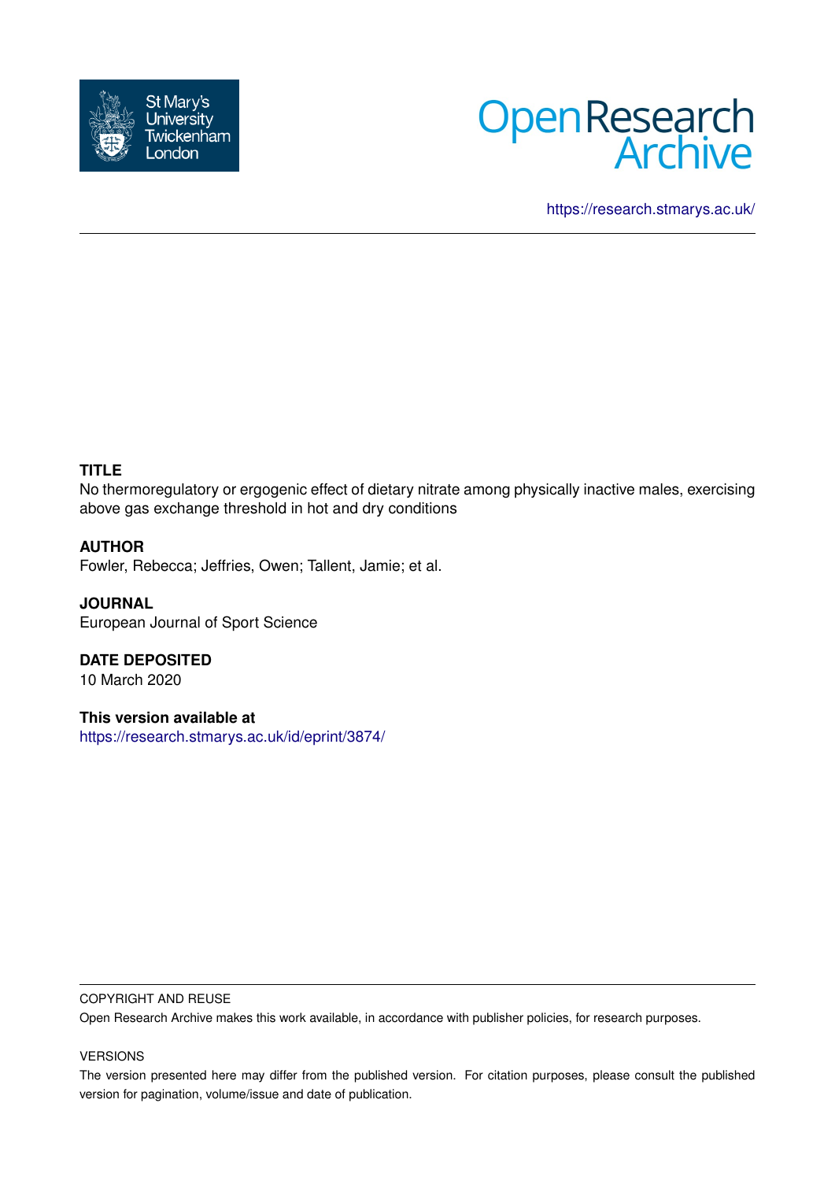St Mary's University Twickenham London

Open Research Archive

https://research.stmarys.ac.uk/

**TITLE**

No thermoregulatory or ergogenic effect of dietary nitrate among physically inactive males, exercising above gas exchange threshold in hot and dry conditions

**AUTHOR**

Fowler, Rebecca; Jeffries, Owen; Tallent, Jamie; et al.

**JOURNAL**

European Journal of Sport Science

**DATE DEPOSITED**

10 March 2020

**This version available at**

https://research.stmarys.ac.uk/id/eprint/3874/

COPYRIGHT AND REUSE

Open Research Archive makes this work available, in accordance with publisher policies, for research purposes.

VERSIONS

The version presented here may differ from the published version. For citation purposes, please consult the published version for pagination, volume/issue and date of publication.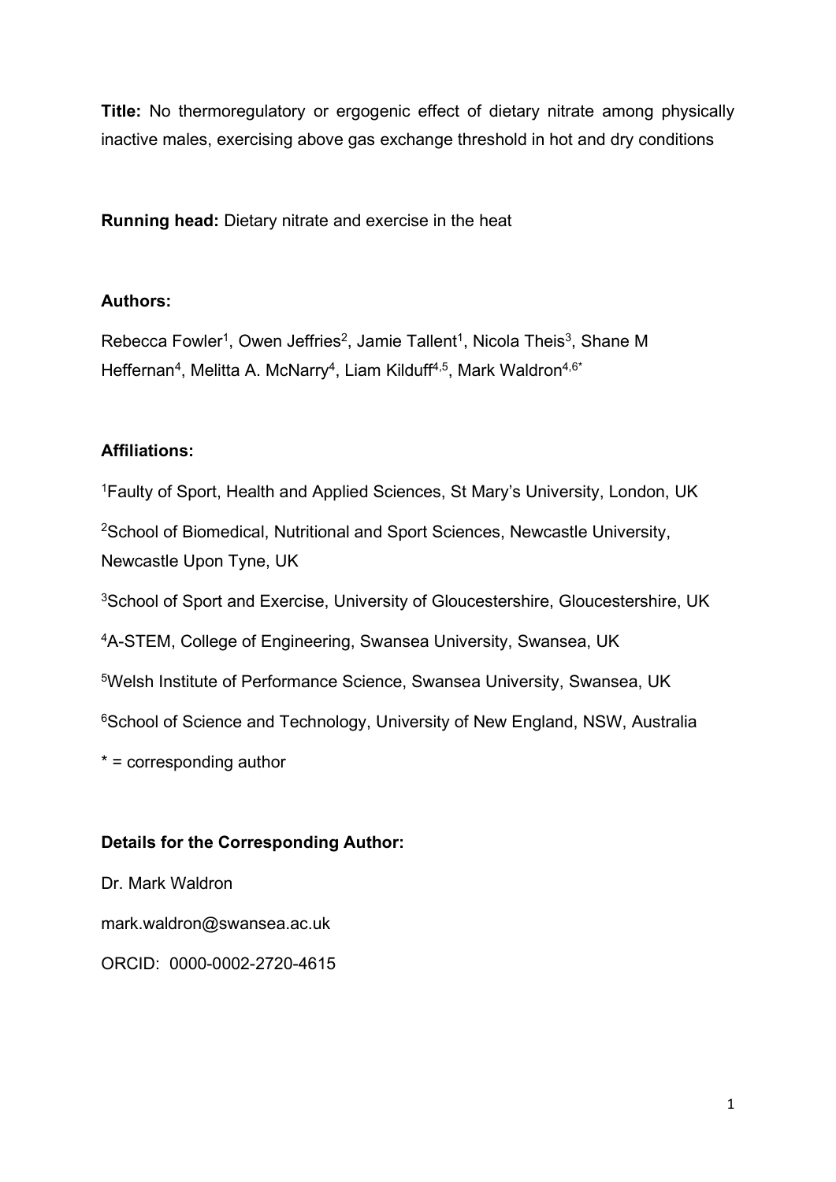**Title:** No thermoregulatory or ergogenic effect of dietary nitrate among physically inactive males, exercising above gas exchange threshold in hot and dry conditions

**Running head:** Dietary nitrate and exercise in the heat

**Authors:**

Rebecca Fowler[1], Owen Jeffries[2], Jamie Tallent[1], Nicola Theis[3], Shane M Heffernan[4], Melitta A. McNarry[4], Liam Kilduff[4,5], Mark Waldron[4,6*]

**Affiliations:**

[1]Faulty of Sport, Health and Applied Sciences, St Mary's University, London, UK

[2]School of Biomedical, Nutritional and Sport Sciences, Newcastle University, Newcastle Upon Tyne, UK

[3]School of Sport and Exercise, University of Gloucestershire, Gloucestershire, UK

[4]A-STEM, College of Engineering, Swansea University, Swansea, UK

[5]Welsh Institute of Performance Science, Swansea University, Swansea, UK

[6]School of Science and Technology, University of New England, NSW, Australia

* = corresponding author

**Details for the Corresponding Author:**

Dr. Mark Waldron

mark.waldron@swansea.ac.uk

ORCID: 0000-0002-2720-4615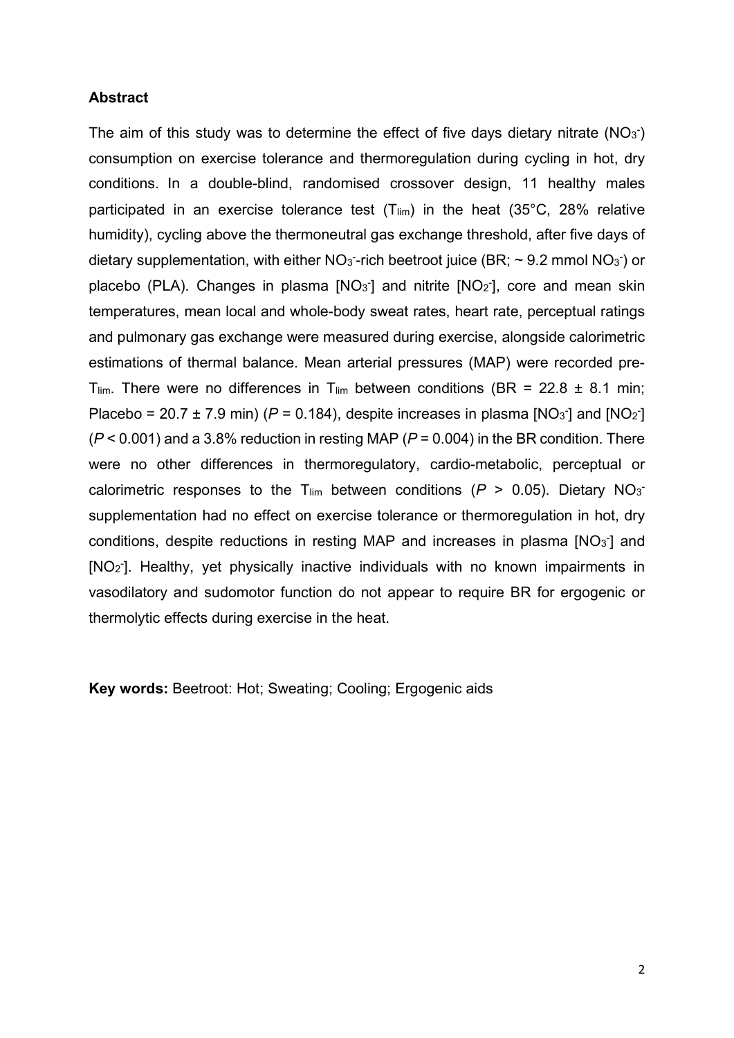**Abstract**

The aim of this study was to determine the effect of five days dietary nitrate ($NO_3^-$) consumption on exercise tolerance and thermoregulation during cycling in hot, dry conditions. In a double-blind, randomised crossover design, 11 healthy males participated in an exercise tolerance test ($T_{lim}$) in the heat (35°C, 28% relative humidity), cycling above the thermoneutral gas exchange threshold, after five days of dietary supplementation, with either $NO_3^-$-rich beetroot juice (BR; ~ 9.2 mmol $NO_3^-$) or placebo (PLA). Changes in plasma [$NO_3^-$] and nitrite [$NO_2^-$], core and mean skin temperatures, mean local and whole-body sweat rates, heart rate, perceptual ratings and pulmonary gas exchange were measured during exercise, alongside calorimetric estimations of thermal balance. Mean arterial pressures (MAP) were recorded pre-$T_{lim}$. There were no differences in $T_{lim}$ between conditions (BR = 22.8 ± 8.1 min; Placebo = 20.7 ± 7.9 min) ($P = 0.184$), despite increases in plasma [$NO_3^-$] and [$NO_2^-$] ($P < 0.001$) and a 3.8% reduction in resting MAP ($P = 0.004$) in the BR condition. There were no other differences in thermoregulatory, cardio-metabolic, perceptual or calorimetric responses to the $T_{lim}$ between conditions ($P > 0.05$). Dietary $NO_3^-$ supplementation had no effect on exercise tolerance or thermoregulation in hot, dry conditions, despite reductions in resting MAP and increases in plasma [$NO_3^-$] and [$NO_2^-$]. Healthy, yet physically inactive individuals with no known impairments in vasodilatory and sudomotor function do not appear to require BR for ergogenic or thermolytic effects during exercise in the heat.

**Key words:** Beetroot: Hot; Sweating; Cooling; Ergogenic aids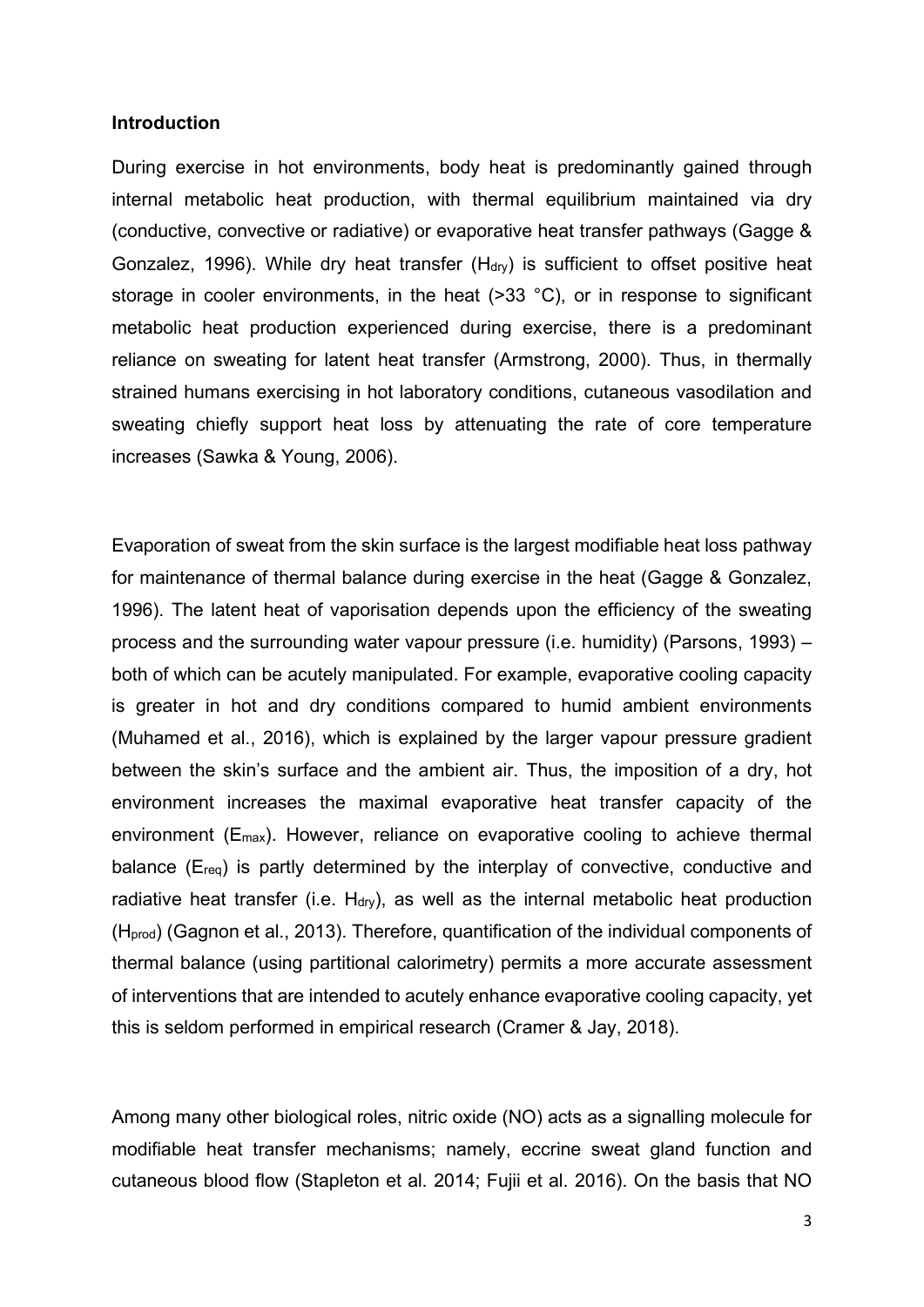## Introduction

During exercise in hot environments, body heat is predominantly gained through internal metabolic heat production, with thermal equilibrium maintained via dry (conductive, convective or radiative) or evaporative heat transfer pathways (Gagge & Gonzalez, 1996). While dry heat transfer ($H_{dry}$) is sufficient to offset positive heat storage in cooler environments, in the heat (>33 °C), or in response to significant metabolic heat production experienced during exercise, there is a predominant reliance on sweating for latent heat transfer (Armstrong, 2000). Thus, in thermally strained humans exercising in hot laboratory conditions, cutaneous vasodilation and sweating chiefly support heat loss by attenuating the rate of core temperature increases (Sawka & Young, 2006).

Evaporation of sweat from the skin surface is the largest modifiable heat loss pathway for maintenance of thermal balance during exercise in the heat (Gagge & Gonzalez, 1996). The latent heat of vaporisation depends upon the efficiency of the sweating process and the surrounding water vapour pressure (i.e. humidity) (Parsons, 1993) – both of which can be acutely manipulated. For example, evaporative cooling capacity is greater in hot and dry conditions compared to humid ambient environments (Muhamed et al., 2016), which is explained by the larger vapour pressure gradient between the skin's surface and the ambient air. Thus, the imposition of a dry, hot environment increases the maximal evaporative heat transfer capacity of the environment ($E_{max}$). However, reliance on evaporative cooling to achieve thermal balance ($E_{req}$) is partly determined by the interplay of convective, conductive and radiative heat transfer (i.e. $H_{dry}$), as well as the internal metabolic heat production ($H_{prod}$) (Gagnon et al., 2013). Therefore, quantification of the individual components of thermal balance (using partitional calorimetry) permits a more accurate assessment of interventions that are intended to acutely enhance evaporative cooling capacity, yet this is seldom performed in empirical research (Cramer & Jay, 2018).

Among many other biological roles, nitric oxide (NO) acts as a signalling molecule for modifiable heat transfer mechanisms; namely, eccrine sweat gland function and cutaneous blood flow (Stapleton et al. 2014; Fujii et al. 2016). On the basis that NO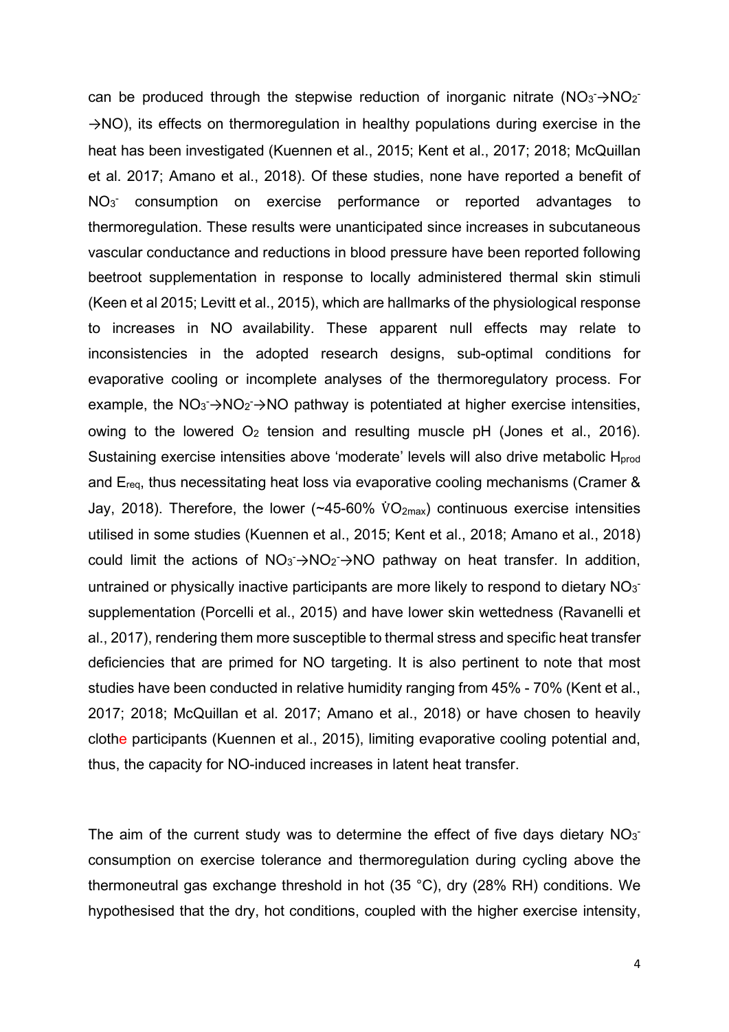can be produced through the stepwise reduction of inorganic nitrate ($NO_3^- \rightarrow NO_2^- \rightarrow NO$), its effects on thermoregulation in healthy populations during exercise in the heat has been investigated (Kuennen et al., 2015; Kent et al., 2017; 2018; McQuillan et al. 2017; Amano et al., 2018). Of these studies, none have reported a benefit of $NO_3^-$ consumption on exercise performance or reported advantages to thermoregulation. These results were unanticipated since increases in subcutaneous vascular conductance and reductions in blood pressure have been reported following beetroot supplementation in response to locally administered thermal skin stimuli (Keen et al 2015; Levitt et al., 2015), which are hallmarks of the physiological response to increases in NO availability. These apparent null effects may relate to inconsistencies in the adopted research designs, sub-optimal conditions for evaporative cooling or incomplete analyses of the thermoregulatory process. For example, the $NO_3^- \rightarrow NO_2^- \rightarrow NO$ pathway is potentiated at higher exercise intensities, owing to the lowered $O_2$ tension and resulting muscle pH (Jones et al., 2016). Sustaining exercise intensities above 'moderate' levels will also drive metabolic $H_{prod}$ and $E_{req}$, thus necessitating heat loss via evaporative cooling mechanisms (Cramer & Jay, 2018). Therefore, the lower (~45-60% $\dot{V}O_{2max}$) continuous exercise intensities utilised in some studies (Kuennen et al., 2015; Kent et al., 2018; Amano et al., 2018) could limit the actions of $NO_3^- \rightarrow NO_2^- \rightarrow NO$ pathway on heat transfer. In addition, untrained or physically inactive participants are more likely to respond to dietary $NO_3^-$ supplementation (Porcelli et al., 2015) and have lower skin wettedness (Ravanelli et al., 2017), rendering them more susceptible to thermal stress and specific heat transfer deficiencies that are primed for NO targeting. It is also pertinent to note that most studies have been conducted in relative humidity ranging from 45% - 70% (Kent et al., 2017; 2018; McQuillan et al. 2017; Amano et al., 2018) or have chosen to heavily clothe participants (Kuennen et al., 2015), limiting evaporative cooling potential and, thus, the capacity for NO-induced increases in latent heat transfer.

The aim of the current study was to determine the effect of five days dietary $NO_3^-$ consumption on exercise tolerance and thermoregulation during cycling above the thermoneutral gas exchange threshold in hot (35 °C), dry (28% RH) conditions. We hypothesised that the dry, hot conditions, coupled with the higher exercise intensity,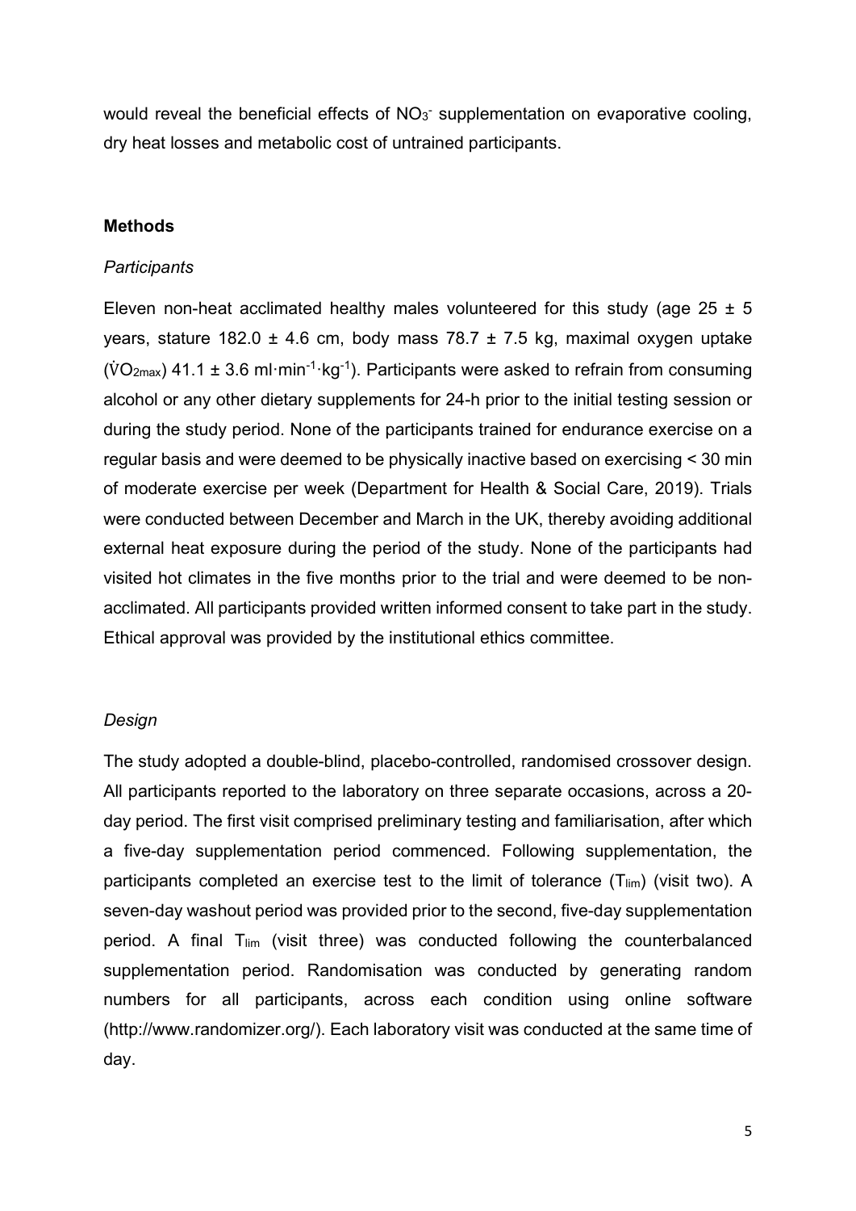would reveal the beneficial effects of $NO_3^-$ supplementation on evaporative cooling, dry heat losses and metabolic cost of untrained participants.

## Methods

### *Participants*

Eleven non-heat acclimated healthy males volunteered for this study (age 25 ± 5 years, stature 182.0 ± 4.6 cm, body mass 78.7 ± 7.5 kg, maximal oxygen uptake ($\dot{V}O_{2max}$) 41.1 ± 3.6 $ml \cdot min^{-1} \cdot kg^{-1}$). Participants were asked to refrain from consuming alcohol or any other dietary supplements for 24-h prior to the initial testing session or during the study period. None of the participants trained for endurance exercise on a regular basis and were deemed to be physically inactive based on exercising < 30 min of moderate exercise per week (Department for Health & Social Care, 2019). Trials were conducted between December and March in the UK, thereby avoiding additional external heat exposure during the period of the study. None of the participants had visited hot climates in the five months prior to the trial and were deemed to be non-acclimated. All participants provided written informed consent to take part in the study. Ethical approval was provided by the institutional ethics committee.

### *Design*

The study adopted a double-blind, placebo-controlled, randomised crossover design. All participants reported to the laboratory on three separate occasions, across a 20-day period. The first visit comprised preliminary testing and familiarisation, after which a five-day supplementation period commenced. Following supplementation, the participants completed an exercise test to the limit of tolerance ($T_{lim}$) (visit two). A seven-day washout period was provided prior to the second, five-day supplementation period. A final $T_{lim}$ (visit three) was conducted following the counterbalanced supplementation period. Randomisation was conducted by generating random numbers for all participants, across each condition using online software (http://www.randomizer.org/). Each laboratory visit was conducted at the same time of day.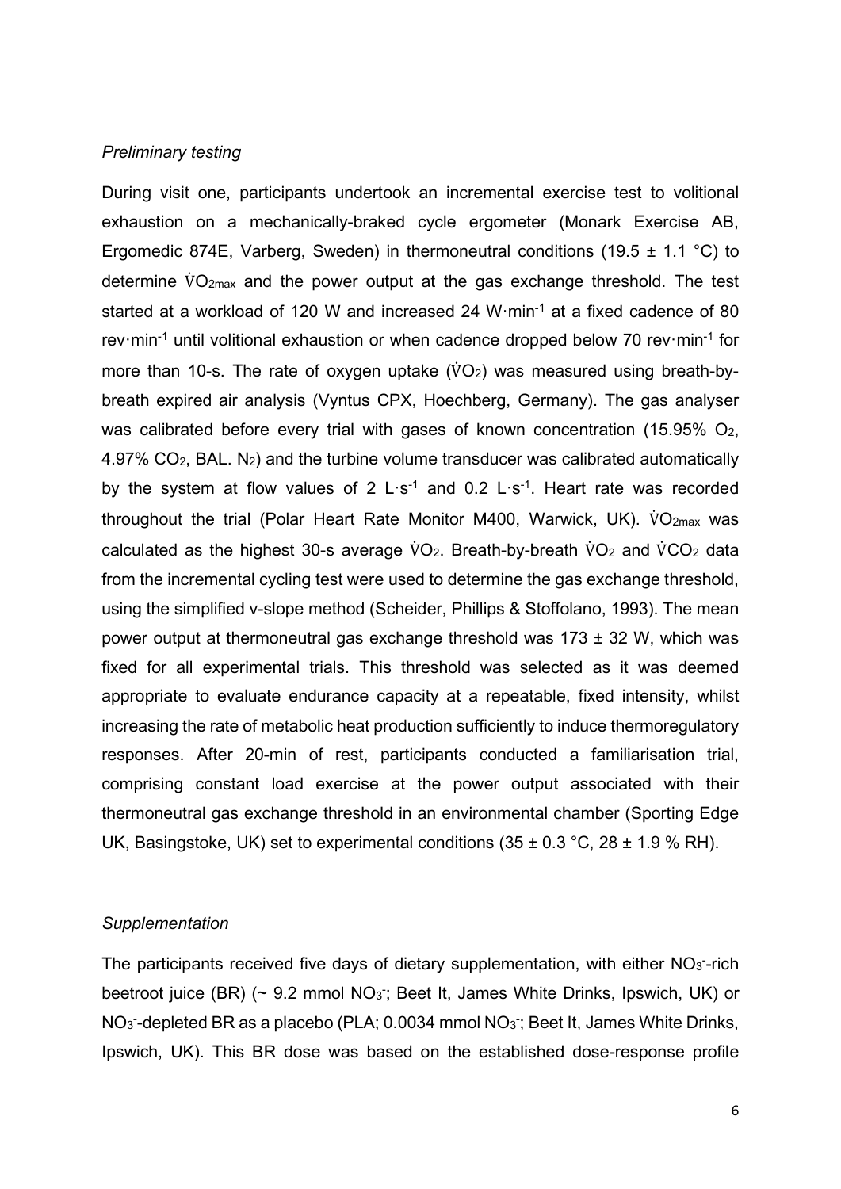*Preliminary testing*

During visit one, participants undertook an incremental exercise test to volitional exhaustion on a mechanically-braked cycle ergometer (Monark Exercise AB, Ergomedic 874E, Varberg, Sweden) in thermoneutral conditions (19.5 ± 1.1 °C) to determine $\dot{V}O_{2max}$ and the power output at the gas exchange threshold. The test started at a workload of 120 W and increased 24 W·min$^{-1}$ at a fixed cadence of 80 rev·min$^{-1}$ until volitional exhaustion or when cadence dropped below 70 rev·min$^{-1}$ for more than 10-s. The rate of oxygen uptake ($\dot{V}O_2$) was measured using breath-by-breath expired air analysis (Vyntus CPX, Hoechberg, Germany). The gas analyser was calibrated before every trial with gases of known concentration (15.95% $O_2$, 4.97% $CO_2$, BAL. $N_2$) and the turbine volume transducer was calibrated automatically by the system at flow values of 2 L·s$^{-1}$ and 0.2 L·s$^{-1}$. Heart rate was recorded throughout the trial (Polar Heart Rate Monitor M400, Warwick, UK). $\dot{V}O_{2max}$ was calculated as the highest 30-s average $\dot{V}O_2$. Breath-by-breath $\dot{V}O_2$ and $\dot{V}CO_2$ data from the incremental cycling test were used to determine the gas exchange threshold, using the simplified v-slope method (Scheider, Phillips & Stoffolano, 1993). The mean power output at thermoneutral gas exchange threshold was 173 ± 32 W, which was fixed for all experimental trials. This threshold was selected as it was deemed appropriate to evaluate endurance capacity at a repeatable, fixed intensity, whilst increasing the rate of metabolic heat production sufficiently to induce thermoregulatory responses. After 20-min of rest, participants conducted a familiarisation trial, comprising constant load exercise at the power output associated with their thermoneutral gas exchange threshold in an environmental chamber (Sporting Edge UK, Basingstoke, UK) set to experimental conditions (35 ± 0.3 °C, 28 ± 1.9 % RH).

*Supplementation*

The participants received five days of dietary supplementation, with either $NO_3^-$-rich beetroot juice (BR) (~ 9.2 mmol $NO_3^-$; Beet It, James White Drinks, Ipswich, UK) or $NO_3^-$-depleted BR as a placebo (PLA; 0.0034 mmol $NO_3^-$; Beet It, James White Drinks, Ipswich, UK). This BR dose was based on the established dose-response profile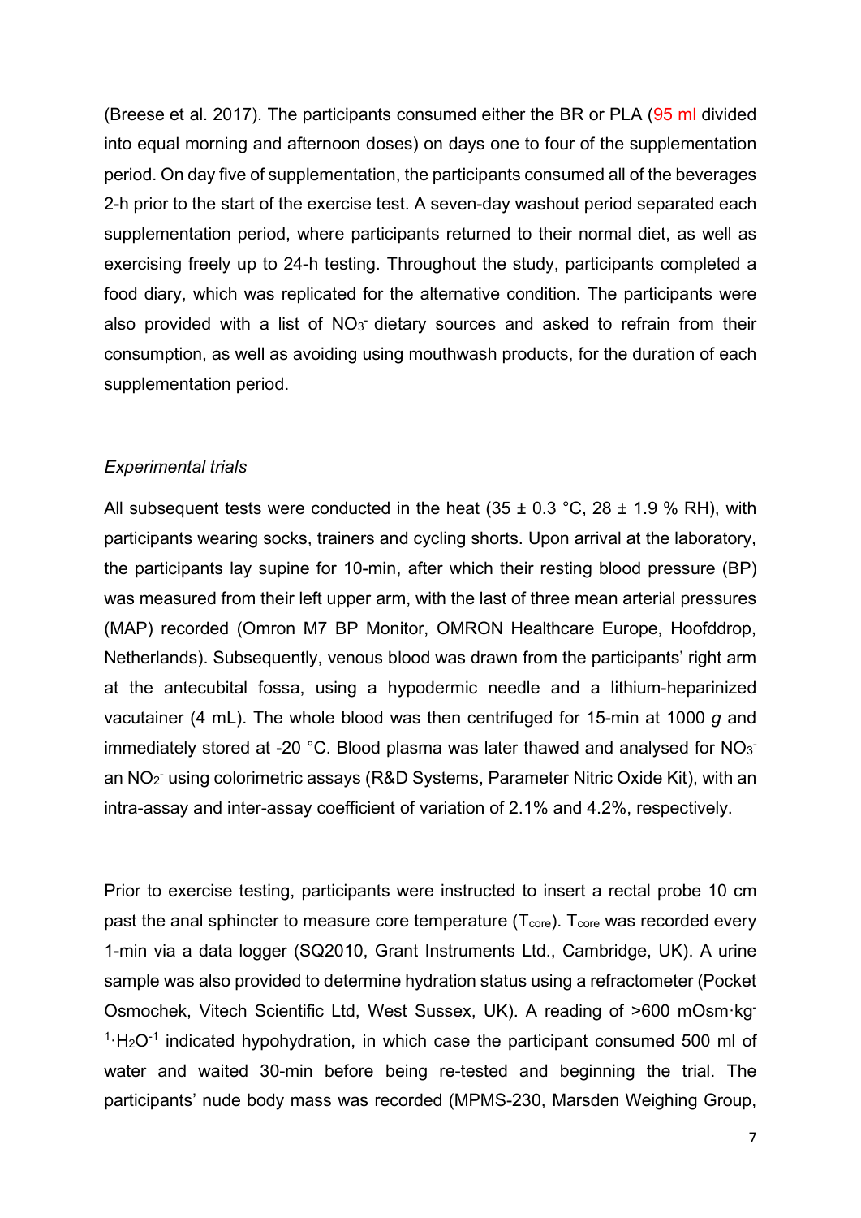(Breese et al. 2017). The participants consumed either the BR or PLA (95 ml divided into equal morning and afternoon doses) on days one to four of the supplementation period. On day five of supplementation, the participants consumed all of the beverages 2-h prior to the start of the exercise test. A seven-day washout period separated each supplementation period, where participants returned to their normal diet, as well as exercising freely up to 24-h testing. Throughout the study, participants completed a food diary, which was replicated for the alternative condition. The participants were also provided with a list of $NO_3^-$ dietary sources and asked to refrain from their consumption, as well as avoiding using mouthwash products, for the duration of each supplementation period.

*Experimental trials*

All subsequent tests were conducted in the heat (35 ± 0.3 °C, 28 ± 1.9 % RH), with participants wearing socks, trainers and cycling shorts. Upon arrival at the laboratory, the participants lay supine for 10-min, after which their resting blood pressure (BP) was measured from their left upper arm, with the last of three mean arterial pressures (MAP) recorded (Omron M7 BP Monitor, OMRON Healthcare Europe, Hoofddrop, Netherlands). Subsequently, venous blood was drawn from the participants' right arm at the antecubital fossa, using a hypodermic needle and a lithium-heparinized vacutainer (4 mL). The whole blood was then centrifuged for 15-min at 1000 *g* and immediately stored at -20 °C. Blood plasma was later thawed and analysed for $NO_3^-$ an $NO_2^-$ using colorimetric assays (R&D Systems, Parameter Nitric Oxide Kit), with an intra-assay and inter-assay coefficient of variation of 2.1% and 4.2%, respectively.

Prior to exercise testing, participants were instructed to insert a rectal probe 10 cm past the anal sphincter to measure core temperature ($T_{core}$). $T_{core}$ was recorded every 1-min via a data logger (SQ2010, Grant Instruments Ltd., Cambridge, UK). A urine sample was also provided to determine hydration status using a refractometer (Pocket Osmochek, Vitech Scientific Ltd, West Sussex, UK). A reading of >600 $mOsm \cdot kg^{-1} \cdot H_2O^{-1}$ indicated hypohydration, in which case the participant consumed 500 ml of water and waited 30-min before being re-tested and beginning the trial. The participants' nude body mass was recorded (MPMS-230, Marsden Weighing Group,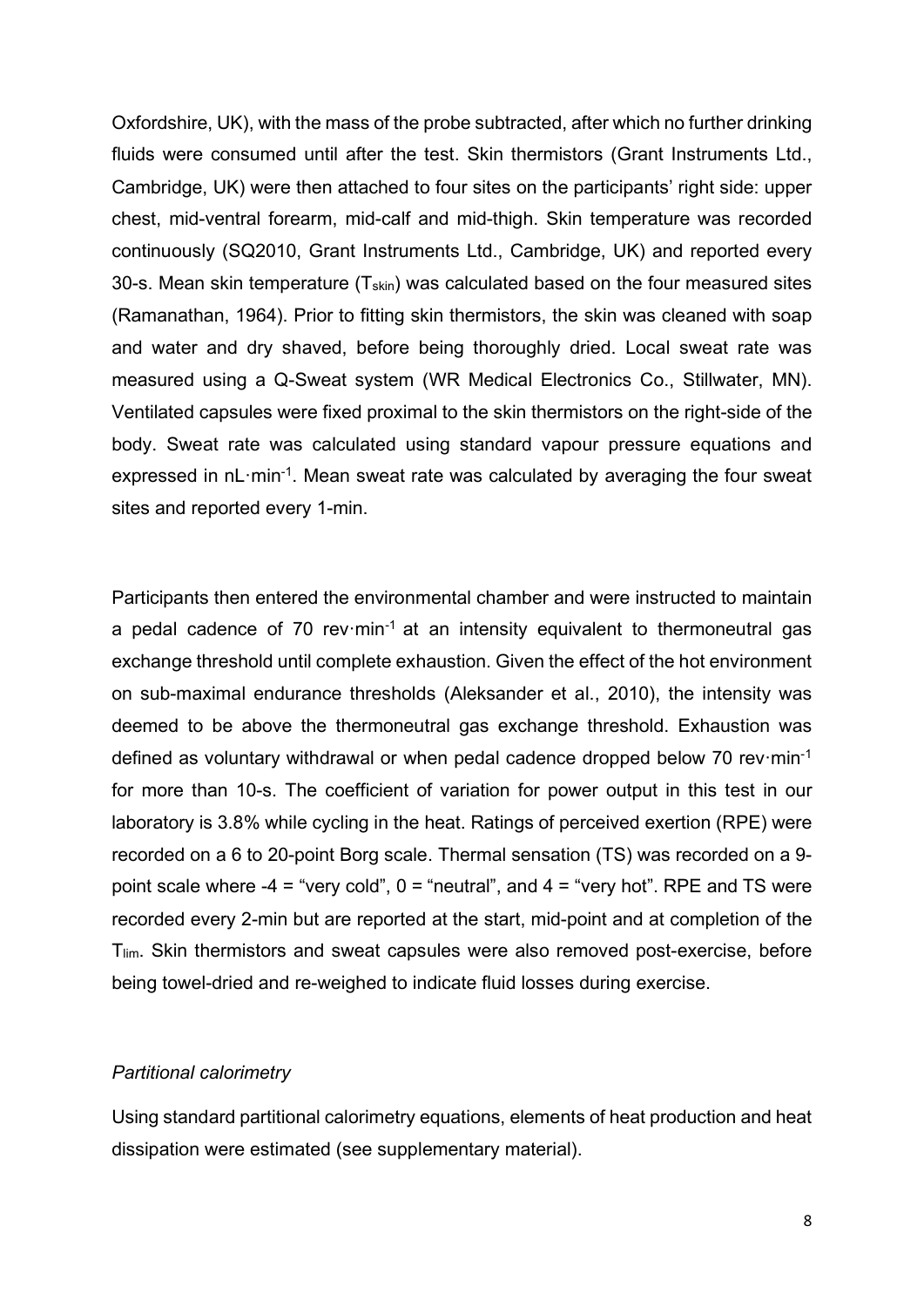Oxfordshire, UK), with the mass of the probe subtracted, after which no further drinking fluids were consumed until after the test. Skin thermistors (Grant Instruments Ltd., Cambridge, UK) were then attached to four sites on the participants' right side: upper chest, mid-ventral forearm, mid-calf and mid-thigh. Skin temperature was recorded continuously (SQ2010, Grant Instruments Ltd., Cambridge, UK) and reported every 30-s. Mean skin temperature ($T_{skin}$) was calculated based on the four measured sites (Ramanathan, 1964). Prior to fitting skin thermistors, the skin was cleaned with soap and water and dry shaved, before being thoroughly dried. Local sweat rate was measured using a Q-Sweat system (WR Medical Electronics Co., Stillwater, MN). Ventilated capsules were fixed proximal to the skin thermistors on the right-side of the body. Sweat rate was calculated using standard vapour pressure equations and expressed in $nL \cdot min^{-1}$. Mean sweat rate was calculated by averaging the four sweat sites and reported every 1-min.

Participants then entered the environmental chamber and were instructed to maintain a pedal cadence of 70 $rev \cdot min^{-1}$ at an intensity equivalent to thermoneutral gas exchange threshold until complete exhaustion. Given the effect of the hot environment on sub-maximal endurance thresholds (Aleksander et al., 2010), the intensity was deemed to be above the thermoneutral gas exchange threshold. Exhaustion was defined as voluntary withdrawal or when pedal cadence dropped below 70 $rev \cdot min^{-1}$ for more than 10-s. The coefficient of variation for power output in this test in our laboratory is 3.8% while cycling in the heat. Ratings of perceived exertion (RPE) were recorded on a 6 to 20-point Borg scale. Thermal sensation (TS) was recorded on a 9-point scale where -4 = "very cold", 0 = "neutral", and 4 = "very hot". RPE and TS were recorded every 2-min but are reported at the start, mid-point and at completion of the $T_{lim}$. Skin thermistors and sweat capsules were also removed post-exercise, before being towel-dried and re-weighed to indicate fluid losses during exercise.

*Partitional calorimetry*

Using standard partitional calorimetry equations, elements of heat production and heat dissipation were estimated (see supplementary material).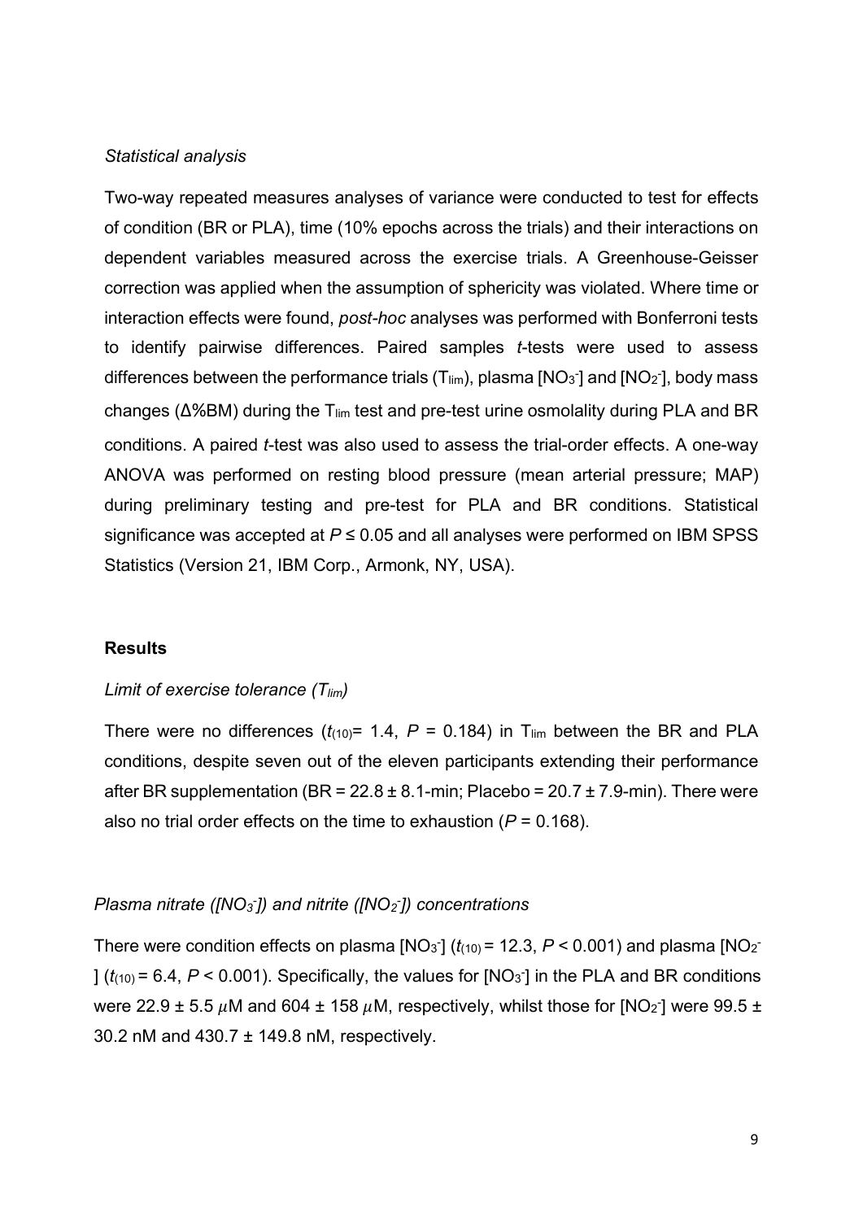*Statistical analysis*

Two-way repeated measures analyses of variance were conducted to test for effects of condition (BR or PLA), time (10% epochs across the trials) and their interactions on dependent variables measured across the exercise trials. A Greenhouse-Geisser correction was applied when the assumption of sphericity was violated. Where time or interaction effects were found, *post-hoc* analyses was performed with Bonferroni tests to identify pairwise differences. Paired samples *t*-tests were used to assess differences between the performance trials ($T_{lim}$), plasma [$NO_3^-$] and [$NO_2^-$], body mass changes (Δ%BM) during the $T_{lim}$ test and pre-test urine osmolality during PLA and BR conditions. A paired *t*-test was also used to assess the trial-order effects. A one-way ANOVA was performed on resting blood pressure (mean arterial pressure; MAP) during preliminary testing and pre-test for PLA and BR conditions. Statistical significance was accepted at $P \leq 0.05$ and all analyses were performed on IBM SPSS Statistics (Version 21, IBM Corp., Armonk, NY, USA).

## Results

*Limit of exercise tolerance ($T_{lim}$)*

There were no differences ($t_{(10)}$= 1.4, $P$ = 0.184) in $T_{lim}$ between the BR and PLA conditions, despite seven out of the eleven participants extending their performance after BR supplementation (BR = 22.8 ± 8.1-min; Placebo = 20.7 ± 7.9-min). There were also no trial order effects on the time to exhaustion ($P$ = 0.168).

*Plasma nitrate ([$NO_3^-$]) and nitrite ([$NO_2^-$]) concentrations*

There were condition effects on plasma [$NO_3^-$] ($t_{(10)}$ = 12.3, $P$ < 0.001) and plasma [$NO_2^-$] ($t_{(10)}$ = 6.4, $P$ < 0.001). Specifically, the values for [$NO_3^-$] in the PLA and BR conditions were 22.9 ± 5.5 $\mu$M and 604 ± 158 $\mu$M, respectively, whilst those for [$NO_2^-$] were 99.5 ± 30.2 nM and 430.7 ± 149.8 nM, respectively.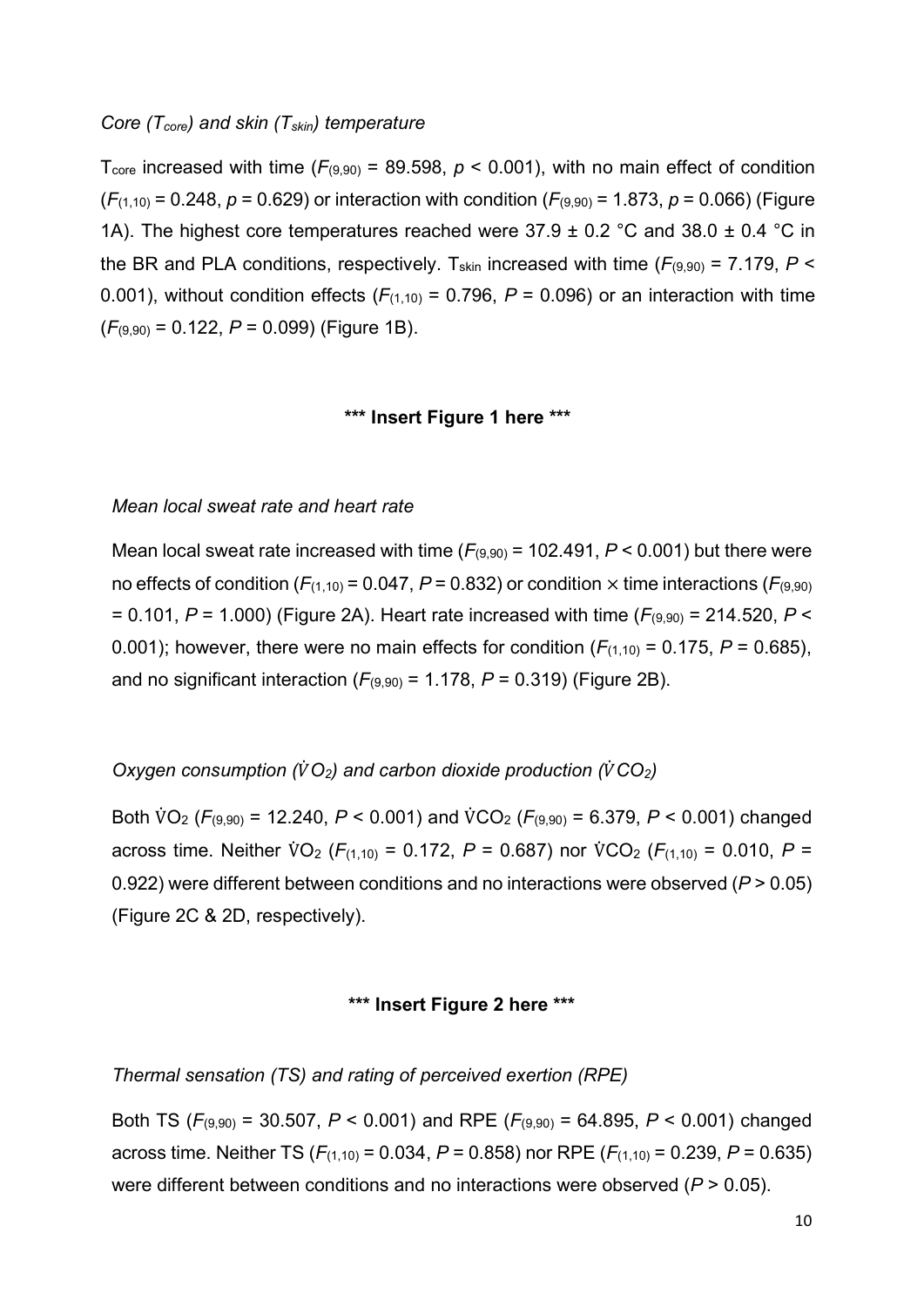### *Core ($T_{core}$) and skin ($T_{skin}$) temperature*

$T_{core}$ increased with time ($F_{(9,90)}$ = 89.598, $p$ < 0.001), with no main effect of condition ($F_{(1,10)}$ = 0.248, $p$ = 0.629) or interaction with condition ($F_{(9,90)}$ = 1.873, $p$ = 0.066) (Figure 1A). The highest core temperatures reached were 37.9 ± 0.2 °C and 38.0 ± 0.4 °C in the BR and PLA conditions, respectively. $T_{skin}$ increased with time ($F_{(9,90)}$ = 7.179, $P$ < 0.001), without condition effects ($F_{(1,10)}$ = 0.796, $P$ = 0.096) or an interaction with time ($F_{(9,90)}$ = 0.122, $P$ = 0.099) (Figure 1B).

**\*\*\* Insert Figure 1 here \*\*\***

### *Mean local sweat rate and heart rate*

Mean local sweat rate increased with time ($F_{(9,90)}$ = 102.491, $P$ < 0.001) but there were no effects of condition ($F_{(1,10)}$ = 0.047, $P$ = 0.832) or condition × time interactions ($F_{(9,90)}$ = 0.101, $P$ = 1.000) (Figure 2A). Heart rate increased with time ($F_{(9,90)}$ = 214.520, $P$ < 0.001); however, there were no main effects for condition ($F_{(1,10)}$ = 0.175, $P$ = 0.685), and no significant interaction ($F_{(9,90)}$ = 1.178, $P$ = 0.319) (Figure 2B).

### *Oxygen consumption ($\dot{V}O_2$) and carbon dioxide production ($\dot{V}CO_2$)*

Both $\dot{V}O_2$ ($F_{(9,90)}$ = 12.240, $P$ < 0.001) and $\dot{V}CO_2$ ($F_{(9,90)}$ = 6.379, $P$ < 0.001) changed across time. Neither $\dot{V}O_2$ ($F_{(1,10)}$ = 0.172, $P$ = 0.687) nor $\dot{V}CO_2$ ($F_{(1,10)}$ = 0.010, $P$ = 0.922) were different between conditions and no interactions were observed ($P$ > 0.05) (Figure 2C & 2D, respectively).

**\*\*\* Insert Figure 2 here \*\*\***

### *Thermal sensation (TS) and rating of perceived exertion (RPE)*

Both TS ($F_{(9,90)}$ = 30.507, $P$ < 0.001) and RPE ($F_{(9,90)}$ = 64.895, $P$ < 0.001) changed across time. Neither TS ($F_{(1,10)}$ = 0.034, $P$ = 0.858) nor RPE ($F_{(1,10)}$ = 0.239, $P$ = 0.635) were different between conditions and no interactions were observed ($P$ > 0.05).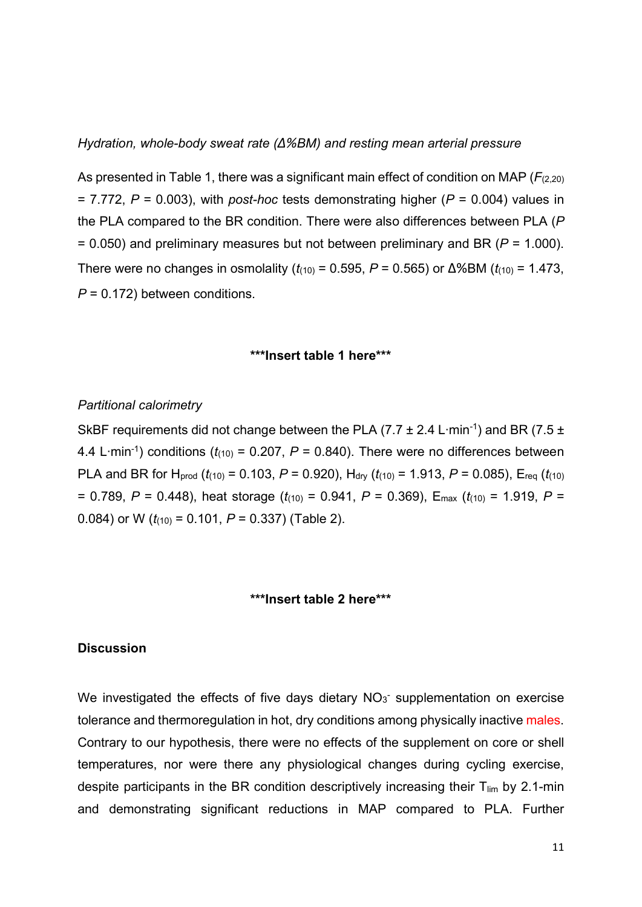*Hydration, whole-body sweat rate (Δ%BM) and resting mean arterial pressure*

As presented in Table 1, there was a significant main effect of condition on MAP ($F_{(2,20)}$ = 7.772, $P$ = 0.003), with *post-hoc* tests demonstrating higher ($P$ = 0.004) values in the PLA compared to the BR condition. There were also differences between PLA ($P$ = 0.050) and preliminary measures but not between preliminary and BR ($P$ = 1.000). There were no changes in osmolality ($t_{(10)}$ = 0.595, $P$ = 0.565) or Δ%BM ($t_{(10)}$ = 1.473, $P$ = 0.172) between conditions.

***Insert table 1 here***

*Partitional calorimetry*

SkBF requirements did not change between the PLA (7.7 ± 2.4 L·min$^{-1}$) and BR (7.5 ± 4.4 L·min$^{-1}$) conditions ($t_{(10)}$ = 0.207, $P$ = 0.840). There were no differences between PLA and BR for $H_{prod}$ ($t_{(10)}$ = 0.103, $P$ = 0.920), $H_{dry}$ ($t_{(10)}$ = 1.913, $P$ = 0.085), $E_{req}$ ($t_{(10)}$ = 0.789, $P$ = 0.448), heat storage ($t_{(10)}$ = 0.941, $P$ = 0.369), $E_{max}$ ($t_{(10)}$ = 1.919, $P$ = 0.084) or W ($t_{(10)}$ = 0.101, $P$ = 0.337) (Table 2).

***Insert table 2 here***

## Discussion

We investigated the effects of five days dietary $NO_3^-$ supplementation on exercise tolerance and thermoregulation in hot, dry conditions among physically inactive males. Contrary to our hypothesis, there were no effects of the supplement on core or shell temperatures, nor were there any physiological changes during cycling exercise, despite participants in the BR condition descriptively increasing their $T_{lim}$ by 2.1-min and demonstrating significant reductions in MAP compared to PLA. Further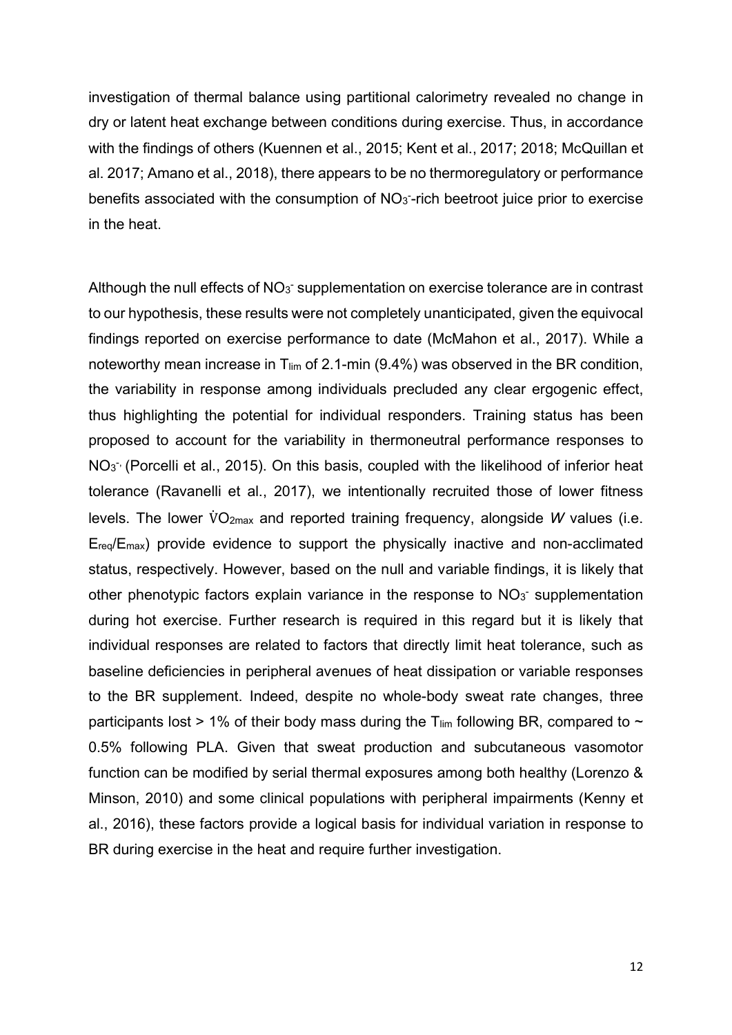investigation of thermal balance using partitional calorimetry revealed no change in dry or latent heat exchange between conditions during exercise. Thus, in accordance with the findings of others (Kuennen et al., 2015; Kent et al., 2017; 2018; McQuillan et al. 2017; Amano et al., 2018), there appears to be no thermoregulatory or performance benefits associated with the consumption of $NO_3^-$-rich beetroot juice prior to exercise in the heat.

Although the null effects of $NO_3^-$ supplementation on exercise tolerance are in contrast to our hypothesis, these results were not completely unanticipated, given the equivocal findings reported on exercise performance to date (McMahon et al., 2017). While a noteworthy mean increase in $T_{lim}$ of 2.1-min (9.4%) was observed in the BR condition, the variability in response among individuals precluded any clear ergogenic effect, thus highlighting the potential for individual responders. Training status has been proposed to account for the variability in thermoneutral performance responses to $NO_3^-$, (Porcelli et al., 2015). On this basis, coupled with the likelihood of inferior heat tolerance (Ravanelli et al., 2017), we intentionally recruited those of lower fitness levels. The lower $\dot{V}O_{2max}$ and reported training frequency, alongside $W$ values (i.e. $E_{req}/E_{max}$) provide evidence to support the physically inactive and non-acclimated status, respectively. However, based on the null and variable findings, it is likely that other phenotypic factors explain variance in the response to $NO_3^-$ supplementation during hot exercise. Further research is required in this regard but it is likely that individual responses are related to factors that directly limit heat tolerance, such as baseline deficiencies in peripheral avenues of heat dissipation or variable responses to the BR supplement. Indeed, despite no whole-body sweat rate changes, three participants lost > 1% of their body mass during the $T_{lim}$ following BR, compared to ~ 0.5% following PLA. Given that sweat production and subcutaneous vasomotor function can be modified by serial thermal exposures among both healthy (Lorenzo & Minson, 2010) and some clinical populations with peripheral impairments (Kenny et al., 2016), these factors provide a logical basis for individual variation in response to BR during exercise in the heat and require further investigation.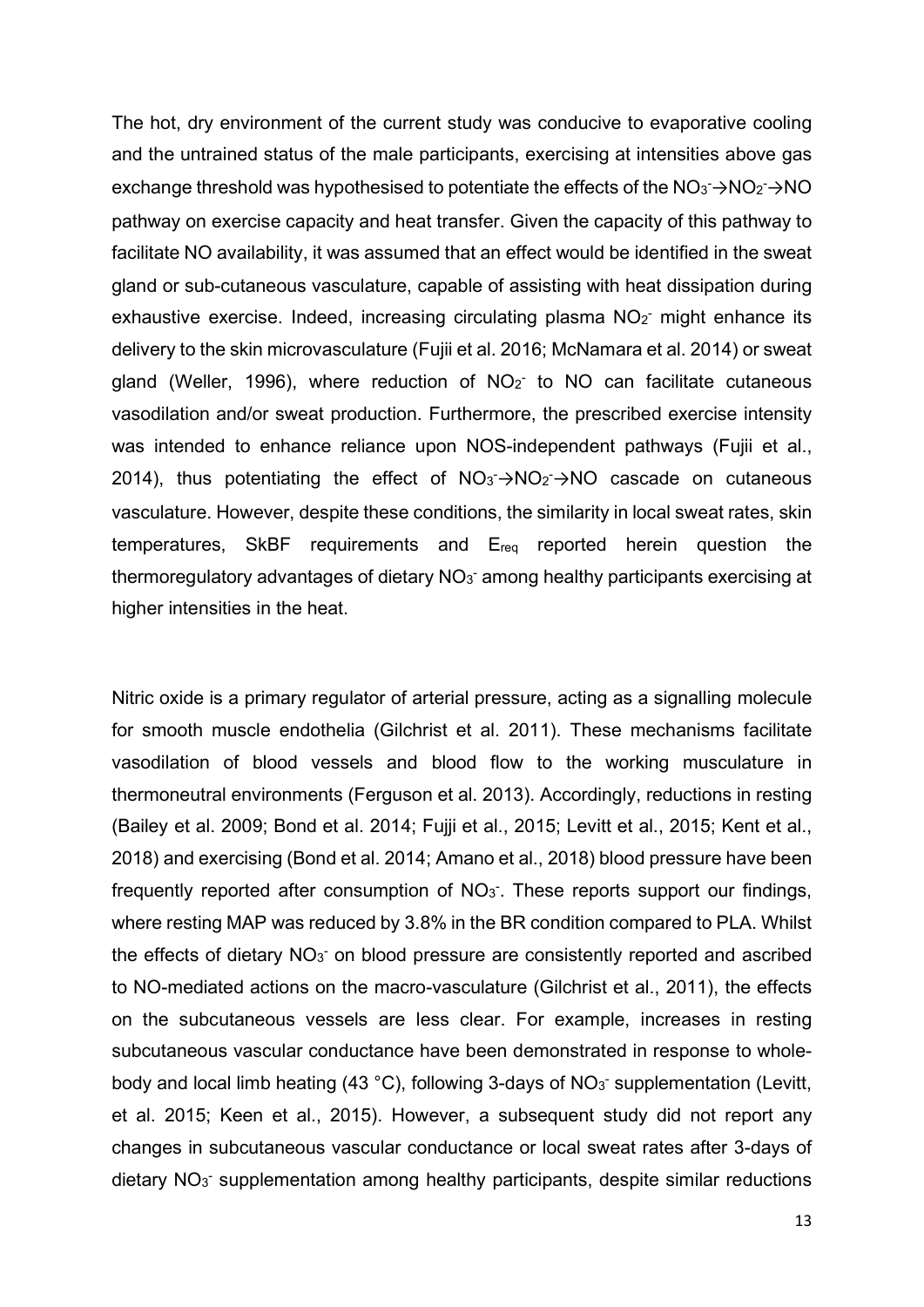The hot, dry environment of the current study was conducive to evaporative cooling and the untrained status of the male participants, exercising at intensities above gas exchange threshold was hypothesised to potentiate the effects of the $NO_3^-$→$NO_2^-$→NO pathway on exercise capacity and heat transfer. Given the capacity of this pathway to facilitate NO availability, it was assumed that an effect would be identified in the sweat gland or sub-cutaneous vasculature, capable of assisting with heat dissipation during exhaustive exercise. Indeed, increasing circulating plasma $NO_2^-$ might enhance its delivery to the skin microvasculature (Fujii et al. 2016; McNamara et al. 2014) or sweat gland (Weller, 1996), where reduction of $NO_2^-$ to NO can facilitate cutaneous vasodilation and/or sweat production. Furthermore, the prescribed exercise intensity was intended to enhance reliance upon NOS-independent pathways (Fujii et al., 2014), thus potentiating the effect of $NO_3^-$→$NO_2^-$→NO cascade on cutaneous vasculature. However, despite these conditions, the similarity in local sweat rates, skin temperatures, SkBF requirements and $E_{req}$ reported herein question the thermoregulatory advantages of dietary $NO_3^-$ among healthy participants exercising at higher intensities in the heat.

Nitric oxide is a primary regulator of arterial pressure, acting as a signalling molecule for smooth muscle endothelia (Gilchrist et al. 2011). These mechanisms facilitate vasodilation of blood vessels and blood flow to the working musculature in thermoneutral environments (Ferguson et al. 2013). Accordingly, reductions in resting (Bailey et al. 2009; Bond et al. 2014; Fujji et al., 2015; Levitt et al., 2015; Kent et al., 2018) and exercising (Bond et al. 2014; Amano et al., 2018) blood pressure have been frequently reported after consumption of $NO_3^-$. These reports support our findings, where resting MAP was reduced by 3.8% in the BR condition compared to PLA. Whilst the effects of dietary $NO_3^-$ on blood pressure are consistently reported and ascribed to NO-mediated actions on the macro-vasculature (Gilchrist et al., 2011), the effects on the subcutaneous vessels are less clear. For example, increases in resting subcutaneous vascular conductance have been demonstrated in response to whole-body and local limb heating (43 °C), following 3-days of $NO_3^-$ supplementation (Levitt, et al. 2015; Keen et al., 2015). However, a subsequent study did not report any changes in subcutaneous vascular conductance or local sweat rates after 3-days of dietary $NO_3^-$ supplementation among healthy participants, despite similar reductions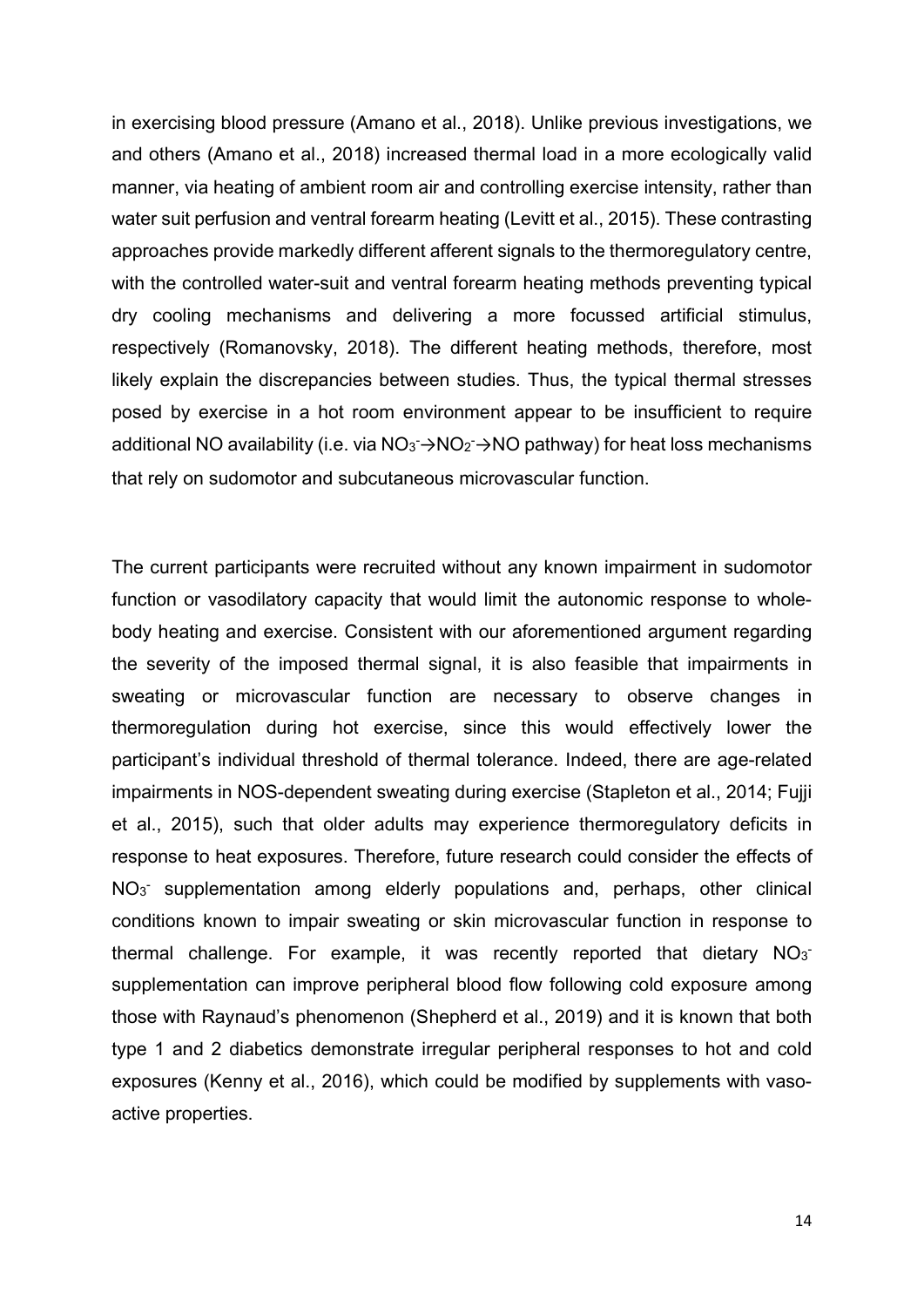in exercising blood pressure (Amano et al., 2018). Unlike previous investigations, we and others (Amano et al., 2018) increased thermal load in a more ecologically valid manner, via heating of ambient room air and controlling exercise intensity, rather than water suit perfusion and ventral forearm heating (Levitt et al., 2015). These contrasting approaches provide markedly different afferent signals to the thermoregulatory centre, with the controlled water-suit and ventral forearm heating methods preventing typical dry cooling mechanisms and delivering a more focussed artificial stimulus, respectively (Romanovsky, 2018). The different heating methods, therefore, most likely explain the discrepancies between studies. Thus, the typical thermal stresses posed by exercise in a hot room environment appear to be insufficient to require additional NO availability (i.e. via $NO_3^- \rightarrow NO_2^- \rightarrow NO$ pathway) for heat loss mechanisms that rely on sudomotor and subcutaneous microvascular function.

The current participants were recruited without any known impairment in sudomotor function or vasodilatory capacity that would limit the autonomic response to whole-body heating and exercise. Consistent with our aforementioned argument regarding the severity of the imposed thermal signal, it is also feasible that impairments in sweating or microvascular function are necessary to observe changes in thermoregulation during hot exercise, since this would effectively lower the participant's individual threshold of thermal tolerance. Indeed, there are age-related impairments in NOS-dependent sweating during exercise (Stapleton et al., 2014; Fujji et al., 2015), such that older adults may experience thermoregulatory deficits in response to heat exposures. Therefore, future research could consider the effects of $NO_3^-$ supplementation among elderly populations and, perhaps, other clinical conditions known to impair sweating or skin microvascular function in response to thermal challenge. For example, it was recently reported that dietary $NO_3^-$ supplementation can improve peripheral blood flow following cold exposure among those with Raynaud's phenomenon (Shepherd et al., 2019) and it is known that both type 1 and 2 diabetics demonstrate irregular peripheral responses to hot and cold exposures (Kenny et al., 2016), which could be modified by supplements with vaso-active properties.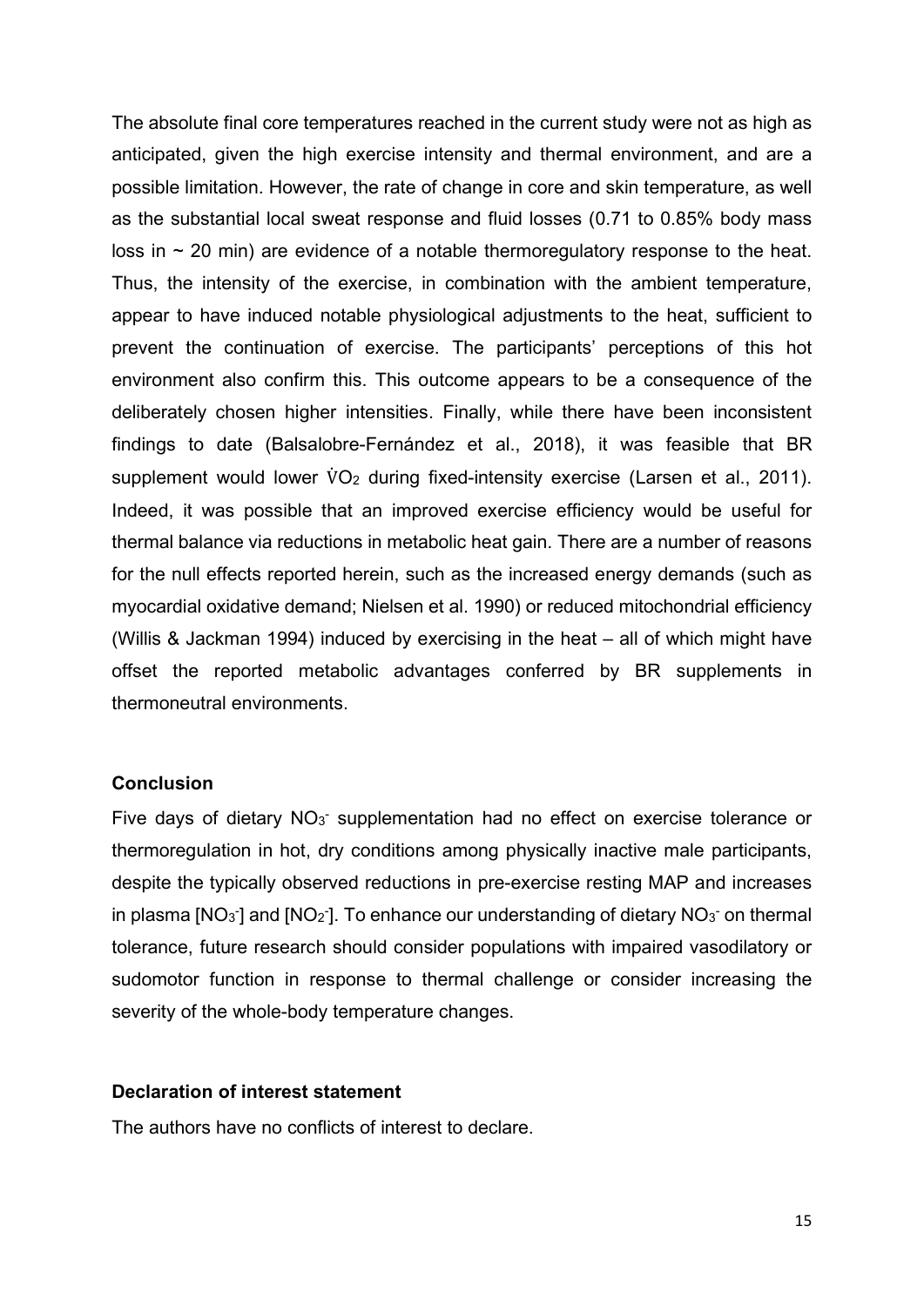The absolute final core temperatures reached in the current study were not as high as anticipated, given the high exercise intensity and thermal environment, and are a possible limitation. However, the rate of change in core and skin temperature, as well as the substantial local sweat response and fluid losses (0.71 to 0.85% body mass loss in ~ 20 min) are evidence of a notable thermoregulatory response to the heat. Thus, the intensity of the exercise, in combination with the ambient temperature, appear to have induced notable physiological adjustments to the heat, sufficient to prevent the continuation of exercise. The participants' perceptions of this hot environment also confirm this. This outcome appears to be a consequence of the deliberately chosen higher intensities. Finally, while there have been inconsistent findings to date (Balsalobre-Fernández et al., 2018), it was feasible that BR supplement would lower $\dot{V}O_2$ during fixed-intensity exercise (Larsen et al., 2011). Indeed, it was possible that an improved exercise efficiency would be useful for thermal balance via reductions in metabolic heat gain. There are a number of reasons for the null effects reported herein, such as the increased energy demands (such as myocardial oxidative demand; Nielsen et al. 1990) or reduced mitochondrial efficiency (Willis & Jackman 1994) induced by exercising in the heat – all of which might have offset the reported metabolic advantages conferred by BR supplements in thermoneutral environments.

## Conclusion

Five days of dietary $NO_3^-$ supplementation had no effect on exercise tolerance or thermoregulation in hot, dry conditions among physically inactive male participants, despite the typically observed reductions in pre-exercise resting MAP and increases in plasma $[NO_3^-]$ and $[NO_2^-]$. To enhance our understanding of dietary $NO_3^-$ on thermal tolerance, future research should consider populations with impaired vasodilatory or sudomotor function in response to thermal challenge or consider increasing the severity of the whole-body temperature changes.

## Declaration of interest statement

The authors have no conflicts of interest to declare.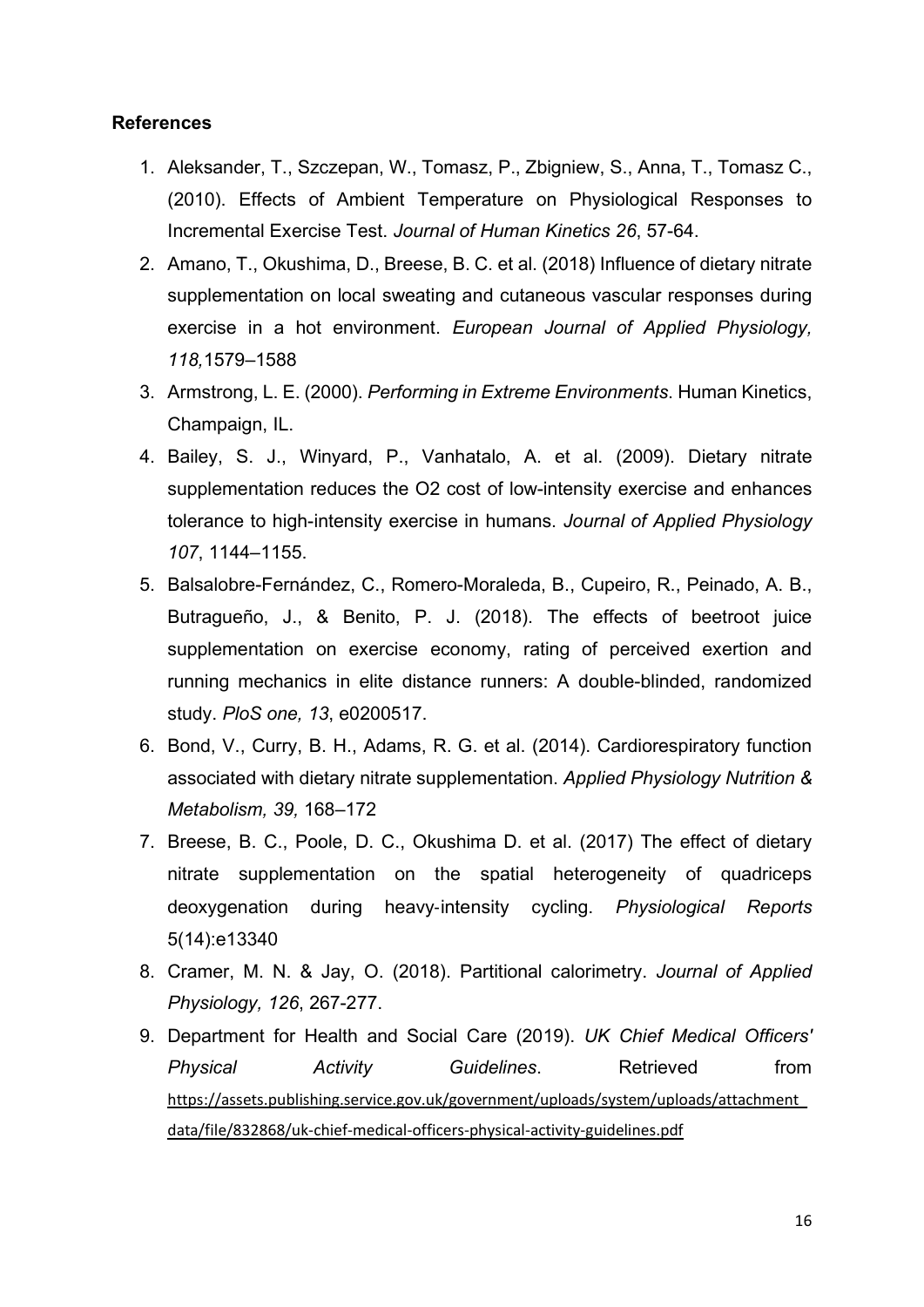**References**

1. Aleksander, T., Szczepan, W., Tomasz, P., Zbigniew, S., Anna, T., Tomasz C., (2010). Effects of Ambient Temperature on Physiological Responses to Incremental Exercise Test. *Journal of Human Kinetics 26*, 57-64.
2. Amano, T., Okushima, D., Breese, B. C. et al. (2018) Influence of dietary nitrate supplementation on local sweating and cutaneous vascular responses during exercise in a hot environment. *European Journal of Applied Physiology, 118,*1579–1588
3. Armstrong, L. E. (2000). *Performing in Extreme Environments*. Human Kinetics, Champaign, IL.
4. Bailey, S. J., Winyard, P., Vanhatalo, A. et al. (2009). Dietary nitrate supplementation reduces the O2 cost of low-intensity exercise and enhances tolerance to high-intensity exercise in humans. *Journal of Applied Physiology 107*, 1144–1155.
5. Balsalobre-Fernández, C., Romero-Moraleda, B., Cupeiro, R., Peinado, A. B., Butragueño, J., & Benito, P. J. (2018). The effects of beetroot juice supplementation on exercise economy, rating of perceived exertion and running mechanics in elite distance runners: A double-blinded, randomized study. *PloS one, 13*, e0200517.
6. Bond, V., Curry, B. H., Adams, R. G. et al. (2014). Cardiorespiratory function associated with dietary nitrate supplementation. *Applied Physiology Nutrition & Metabolism, 39,* 168–172
7. Breese, B. C., Poole, D. C., Okushima D. et al. (2017) The effect of dietary nitrate supplementation on the spatial heterogeneity of quadriceps deoxygenation during heavy-intensity cycling. *Physiological Reports* 5(14):e13340
8. Cramer, M. N. & Jay, O. (2018). Partitional calorimetry. *Journal of Applied Physiology, 126*, 267-277.
9. Department for Health and Social Care (2019). *UK Chief Medical Officers' Physical Activity Guidelines*. Retrieved from https://assets.publishing.service.gov.uk/government/uploads/system/uploads/attachment_data/file/832868/uk-chief-medical-officers-physical-activity-guidelines.pdf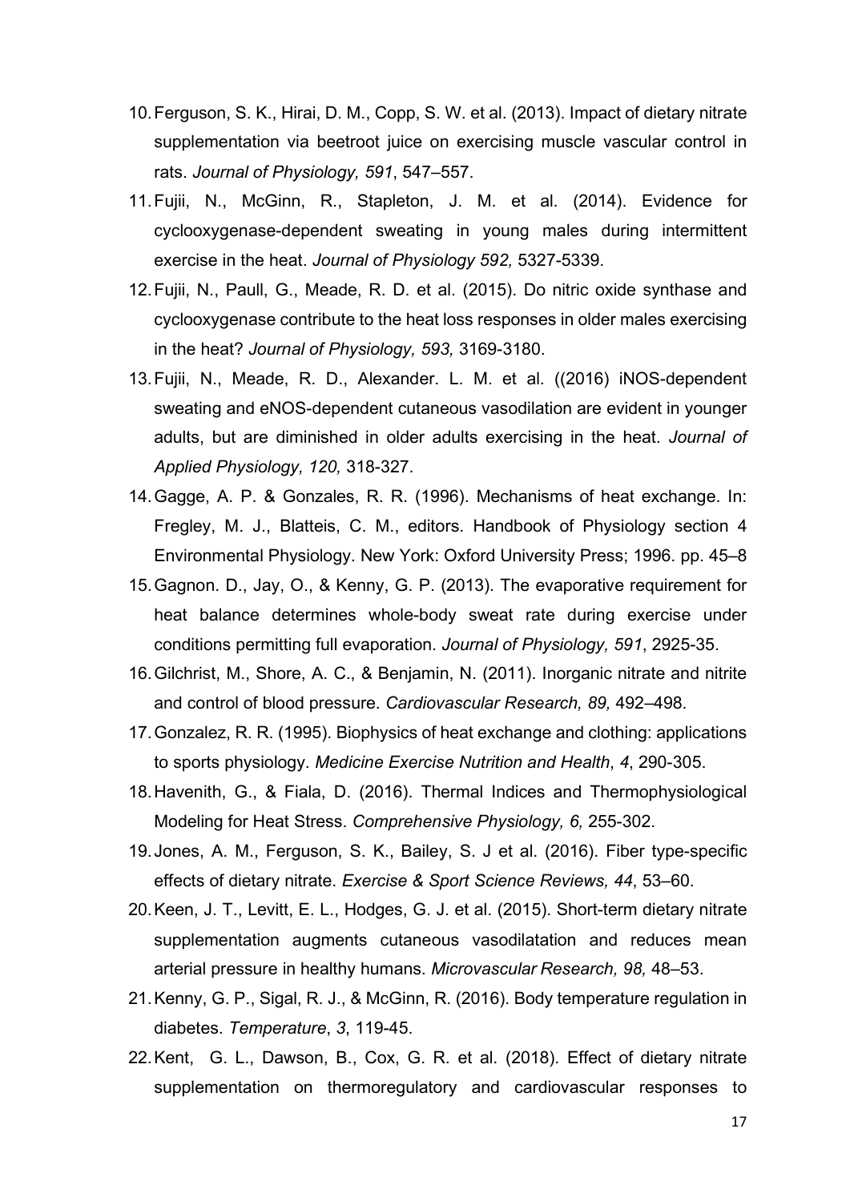10. Ferguson, S. K., Hirai, D. M., Copp, S. W. et al. (2013). Impact of dietary nitrate supplementation via beetroot juice on exercising muscle vascular control in rats. *Journal of Physiology, 591*, 547–557.
11. Fujii, N., McGinn, R., Stapleton, J. M. et al. (2014). Evidence for cyclooxygenase-dependent sweating in young males during intermittent exercise in the heat. *Journal of Physiology 592,* 5327-5339.
12. Fujii, N., Paull, G., Meade, R. D. et al. (2015). Do nitric oxide synthase and cyclooxygenase contribute to the heat loss responses in older males exercising in the heat? *Journal of Physiology, 593,* 3169-3180.
13. Fujii, N., Meade, R. D., Alexander. L. M. et al. ((2016) iNOS-dependent sweating and eNOS-dependent cutaneous vasodilation are evident in younger adults, but are diminished in older adults exercising in the heat. *Journal of Applied Physiology, 120,* 318-327.
14. Gagge, A. P. & Gonzales, R. R. (1996). Mechanisms of heat exchange. In: Fregley, M. J., Blatteis, C. M., editors. Handbook of Physiology section 4 Environmental Physiology. New York: Oxford University Press; 1996. pp. 45–8
15. Gagnon. D., Jay, O., & Kenny, G. P. (2013). The evaporative requirement for heat balance determines whole-body sweat rate during exercise under conditions permitting full evaporation. *Journal of Physiology, 591*, 2925-35.
16. Gilchrist, M., Shore, A. C., & Benjamin, N. (2011). Inorganic nitrate and nitrite and control of blood pressure. *Cardiovascular Research, 89,* 492–498.
17. Gonzalez, R. R. (1995). Biophysics of heat exchange and clothing: applications to sports physiology. *Medicine Exercise Nutrition and Health*, *4*, 290-305.
18. Havenith, G., & Fiala, D. (2016). Thermal Indices and Thermophysiological Modeling for Heat Stress. *Comprehensive Physiology, 6,* 255-302.
19. Jones, A. M., Ferguson, S. K., Bailey, S. J et al. (2016). Fiber type-specific effects of dietary nitrate. *Exercise & Sport Science Reviews, 44*, 53–60.
20. Keen, J. T., Levitt, E. L., Hodges, G. J. et al. (2015). Short-term dietary nitrate supplementation augments cutaneous vasodilatation and reduces mean arterial pressure in healthy humans. *Microvascular Research, 98,* 48–53.
21. Kenny, G. P., Sigal, R. J., & McGinn, R. (2016). Body temperature regulation in diabetes. *Temperature*, *3*, 119-45.
22. Kent, G. L., Dawson, B., Cox, G. R. et al. (2018). Effect of dietary nitrate supplementation on thermoregulatory and cardiovascular responses to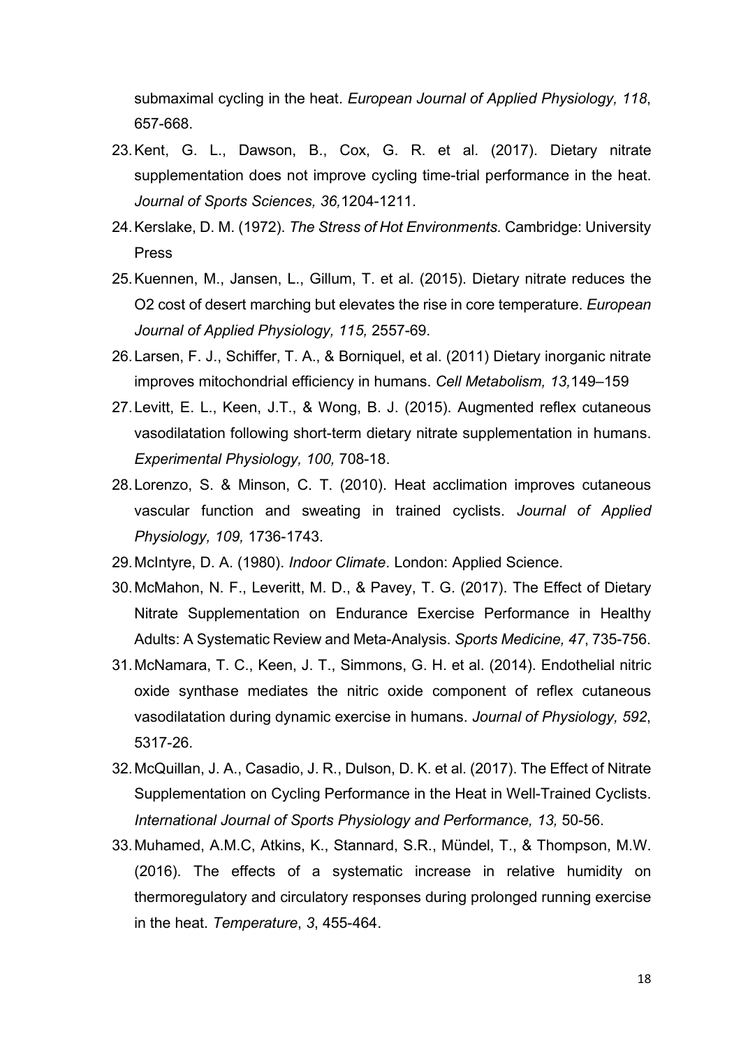submaximal cycling in the heat. *European Journal of Applied Physiology, 118*, 657-668.

23. Kent, G. L., Dawson, B., Cox, G. R. et al. (2017). Dietary nitrate supplementation does not improve cycling time-trial performance in the heat. *Journal of Sports Sciences, 36,*1204-1211.
24. Kerslake, D. M. (1972). *The Stress of Hot Environments.* Cambridge: University Press
25. Kuennen, M., Jansen, L., Gillum, T. et al. (2015). Dietary nitrate reduces the O2 cost of desert marching but elevates the rise in core temperature. *European Journal of Applied Physiology, 115,* 2557-69.
26. Larsen, F. J., Schiffer, T. A., & Borniquel, et al. (2011) Dietary inorganic nitrate improves mitochondrial efficiency in humans. *Cell Metabolism, 13,*149–159
27. Levitt, E. L., Keen, J.T., & Wong, B. J. (2015). Augmented reflex cutaneous vasodilatation following short-term dietary nitrate supplementation in humans. *Experimental Physiology, 100,* 708-18.
28. Lorenzo, S. & Minson, C. T. (2010). Heat acclimation improves cutaneous vascular function and sweating in trained cyclists. *Journal of Applied Physiology, 109,* 1736-1743.
29. McIntyre, D. A. (1980). *Indoor Climate*. London: Applied Science.
30. McMahon, N. F., Leveritt, M. D., & Pavey, T. G. (2017). The Effect of Dietary Nitrate Supplementation on Endurance Exercise Performance in Healthy Adults: A Systematic Review and Meta-Analysis. *Sports Medicine, 47*, 735-756.
31. McNamara, T. C., Keen, J. T., Simmons, G. H. et al. (2014). Endothelial nitric oxide synthase mediates the nitric oxide component of reflex cutaneous vasodilatation during dynamic exercise in humans. *Journal of Physiology, 592*, 5317-26.
32. McQuillan, J. A., Casadio, J. R., Dulson, D. K. et al. (2017). The Effect of Nitrate Supplementation on Cycling Performance in the Heat in Well-Trained Cyclists. *International Journal of Sports Physiology and Performance, 13,* 50-56.
33. Muhamed, A.M.C, Atkins, K., Stannard, S.R., Mündel, T., & Thompson, M.W. (2016). The effects of a systematic increase in relative humidity on thermoregulatory and circulatory responses during prolonged running exercise in the heat. *Temperature*, *3*, 455-464.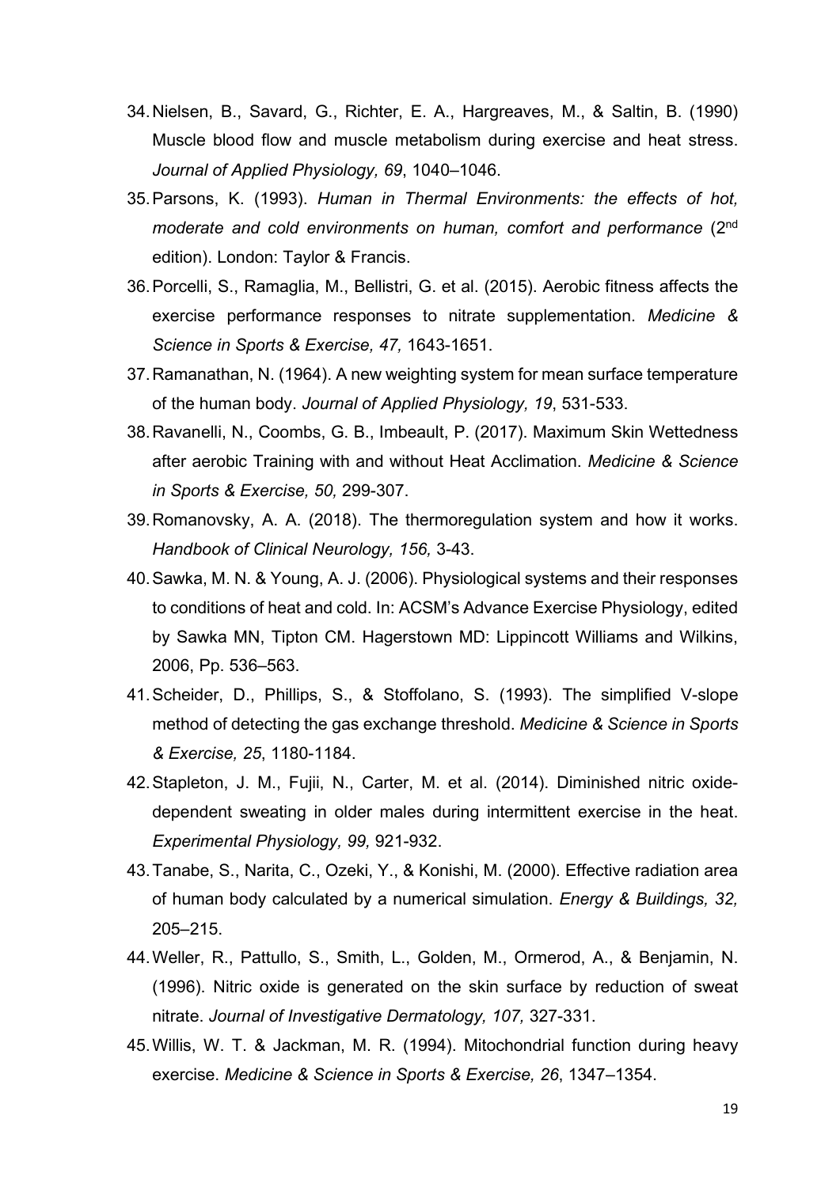34. Nielsen, B., Savard, G., Richter, E. A., Hargreaves, M., & Saltin, B. (1990) Muscle blood flow and muscle metabolism during exercise and heat stress. *Journal of Applied Physiology, 69*, 1040–1046.
35. Parsons, K. (1993). *Human in Thermal Environments: the effects of hot, moderate and cold environments on human, comfort and performance* (2nd edition). London: Taylor & Francis.
36. Porcelli, S., Ramaglia, M., Bellistri, G. et al. (2015). Aerobic fitness affects the exercise performance responses to nitrate supplementation. *Medicine & Science in Sports & Exercise, 47,* 1643-1651.
37. Ramanathan, N. (1964). A new weighting system for mean surface temperature of the human body. *Journal of Applied Physiology, 19*, 531-533.
38. Ravanelli, N., Coombs, G. B., Imbeault, P. (2017). Maximum Skin Wettedness after aerobic Training with and without Heat Acclimation. *Medicine & Science in Sports & Exercise, 50,* 299-307.
39. Romanovsky, A. A. (2018). The thermoregulation system and how it works. *Handbook of Clinical Neurology, 156,* 3-43.
40. Sawka, M. N. & Young, A. J. (2006). Physiological systems and their responses to conditions of heat and cold. In: ACSM's Advance Exercise Physiology, edited by Sawka MN, Tipton CM. Hagerstown MD: Lippincott Williams and Wilkins, 2006, Pp. 536–563.
41. Scheider, D., Phillips, S., & Stoffolano, S. (1993). The simplified V-slope method of detecting the gas exchange threshold. *Medicine & Science in Sports & Exercise, 25*, 1180-1184.
42. Stapleton, J. M., Fujii, N., Carter, M. et al. (2014). Diminished nitric oxide-dependent sweating in older males during intermittent exercise in the heat. *Experimental Physiology, 99,* 921-932.
43. Tanabe, S., Narita, C., Ozeki, Y., & Konishi, M. (2000). Effective radiation area of human body calculated by a numerical simulation. *Energy & Buildings, 32,* 205–215.
44. Weller, R., Pattullo, S., Smith, L., Golden, M., Ormerod, A., & Benjamin, N. (1996). Nitric oxide is generated on the skin surface by reduction of sweat nitrate. *Journal of Investigative Dermatology, 107,* 327-331.
45. Willis, W. T. & Jackman, M. R. (1994). Mitochondrial function during heavy exercise. *Medicine & Science in Sports & Exercise, 26*, 1347–1354.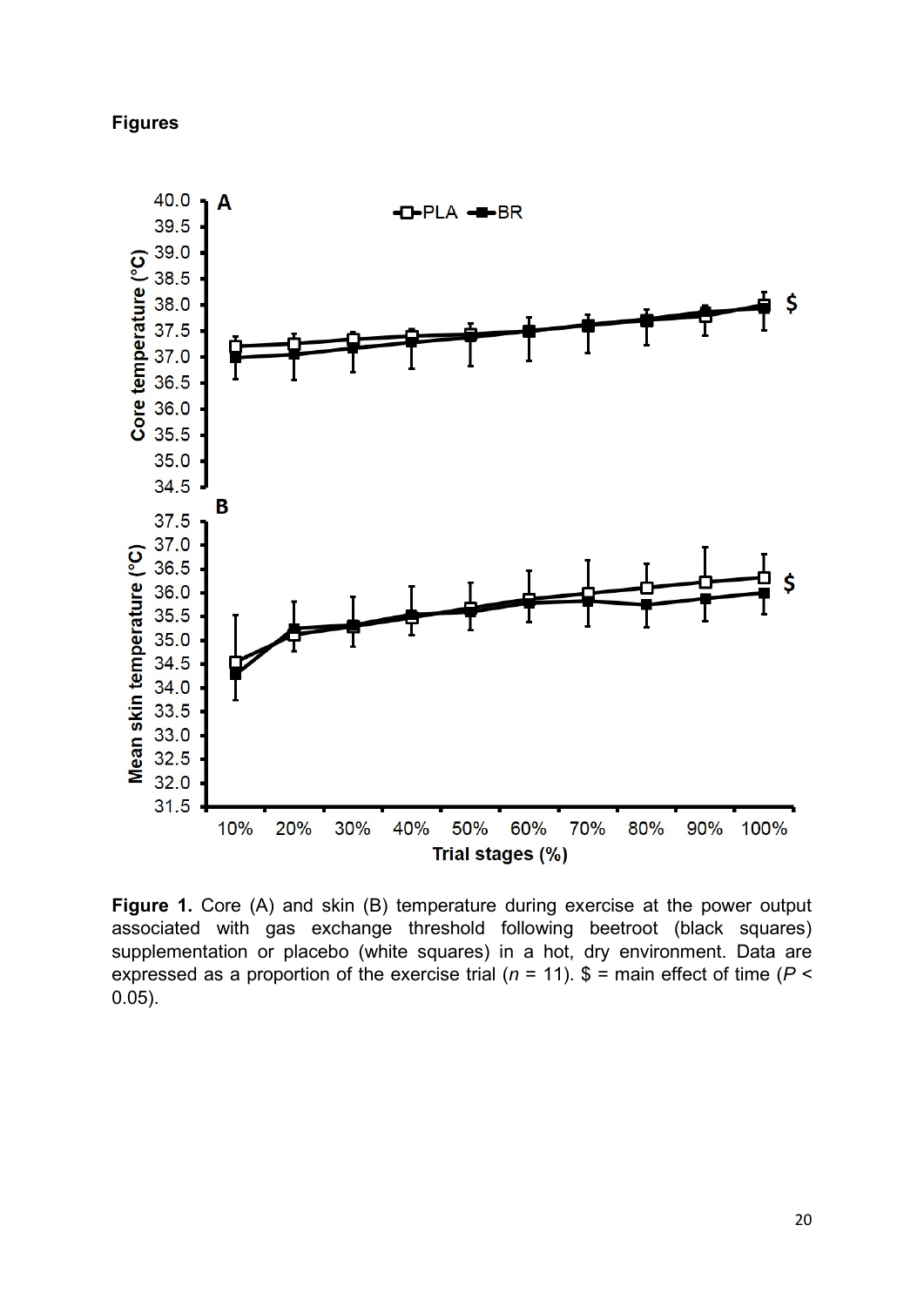**Figures**

**Figure 1.** Core (A) and skin (B) temperature during exercise at the power output associated with gas exchange threshold following beetroot (black squares) supplementation or placebo (white squares) in a hot, dry environment. Data are expressed as a proportion of the exercise trial ($n$ = 11). $ = main effect of time ($P$ < 0.05).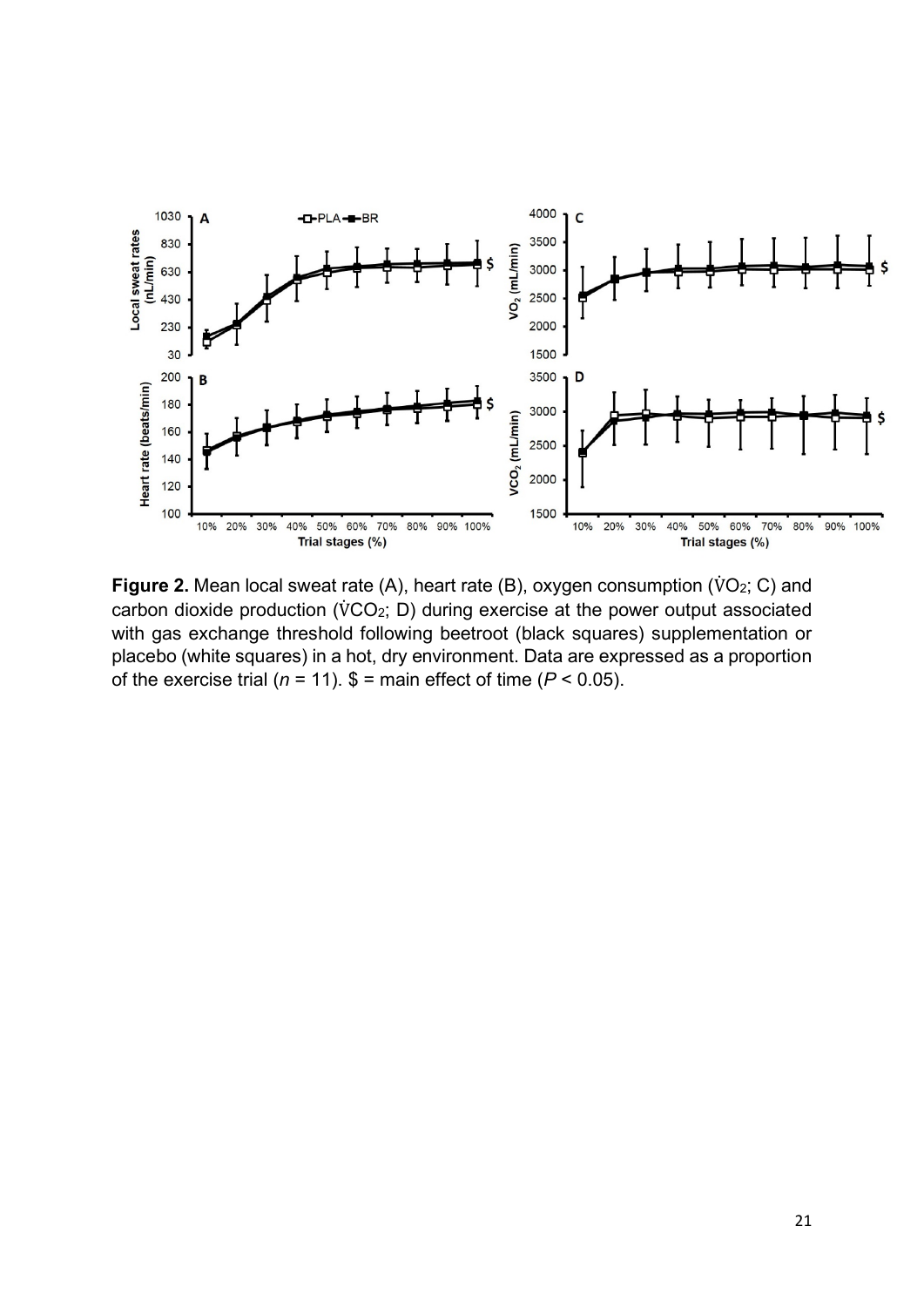**Figure 2.** Mean local sweat rate (A), heart rate (B), oxygen consumption ($\dot{V}O_2$; C) and carbon dioxide production ($\dot{V}CO_2$; D) during exercise at the power output associated with gas exchange threshold following beetroot (black squares) supplementation or placebo (white squares) in a hot, dry environment. Data are expressed as a proportion of the exercise trial ($n$ = 11). \$ = main effect of time ($P < 0.05$).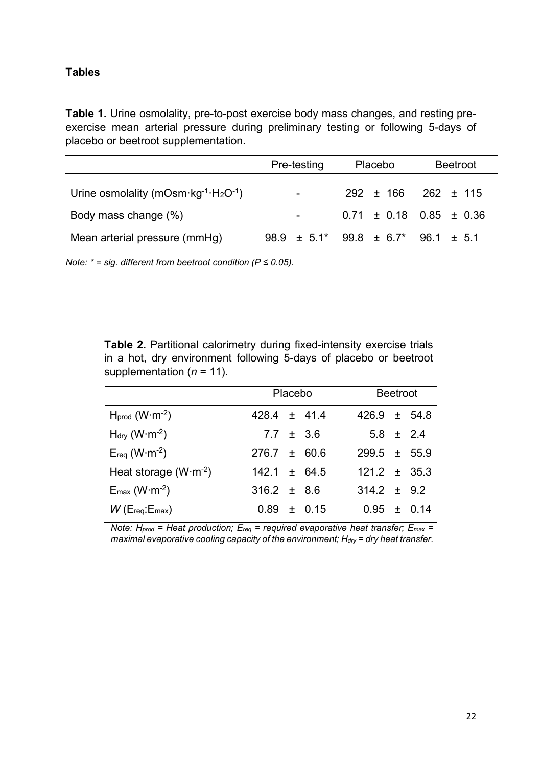## Tables

**Table 1.** Urine osmolality, pre-to-post exercise body mass changes, and resting pre-exercise mean arterial pressure during preliminary testing or following 5-days of placebo or beetroot supplementation.

| | Pre-testing | Placebo | Beetroot |
|---|---|---|---|
| Urine osmolality ($mOsm \cdot kg^{-1} \cdot H_2O^{-1}$) | - | 292 ± 166 | 262 ± 115 |
| Body mass change (%) | - | 0.71 ± 0.18 | 0.85 ± 0.36 |
| Mean arterial pressure (mmHg) | 98.9 ± 5.1* | 99.8 ± 6.7* | 96.1 ± 5.1 |

*Note: * = sig. different from beetroot condition ($P \leq 0.05$).*

**Table 2.** Partitional calorimetry during fixed-intensity exercise trials in a hot, dry environment following 5-days of placebo or beetroot supplementation ($n$ = 11).

| | Placebo | Beetroot |
|---|---|---|
| $H_{prod}$ ($W \cdot m^{-2}$) | 428.4 ± 41.4 | 426.9 ± 54.8 |
| $H_{dry}$ ($W \cdot m^{-2}$) | 7.7 ± 3.6 | 5.8 ± 2.4 |
| $E_{req}$ ($W \cdot m^{-2}$) | 276.7 ± 60.6 | 299.5 ± 55.9 |
| Heat storage ($W \cdot m^{-2}$) | 142.1 ± 64.5 | 121.2 ± 35.3 |
| $E_{max}$ ($W \cdot m^{-2}$) | 316.2 ± 8.6 | 314.2 ± 9.2 |
| $W$ ($E_{req}$:$E_{max}$) | 0.89 ± 0.15 | 0.95 ± 0.14 |

*Note: $H_{prod}$ = Heat production; $E_{req}$ = required evaporative heat transfer; $E_{max}$ = maximal evaporative cooling capacity of the environment; $H_{dry}$ = dry heat transfer.*